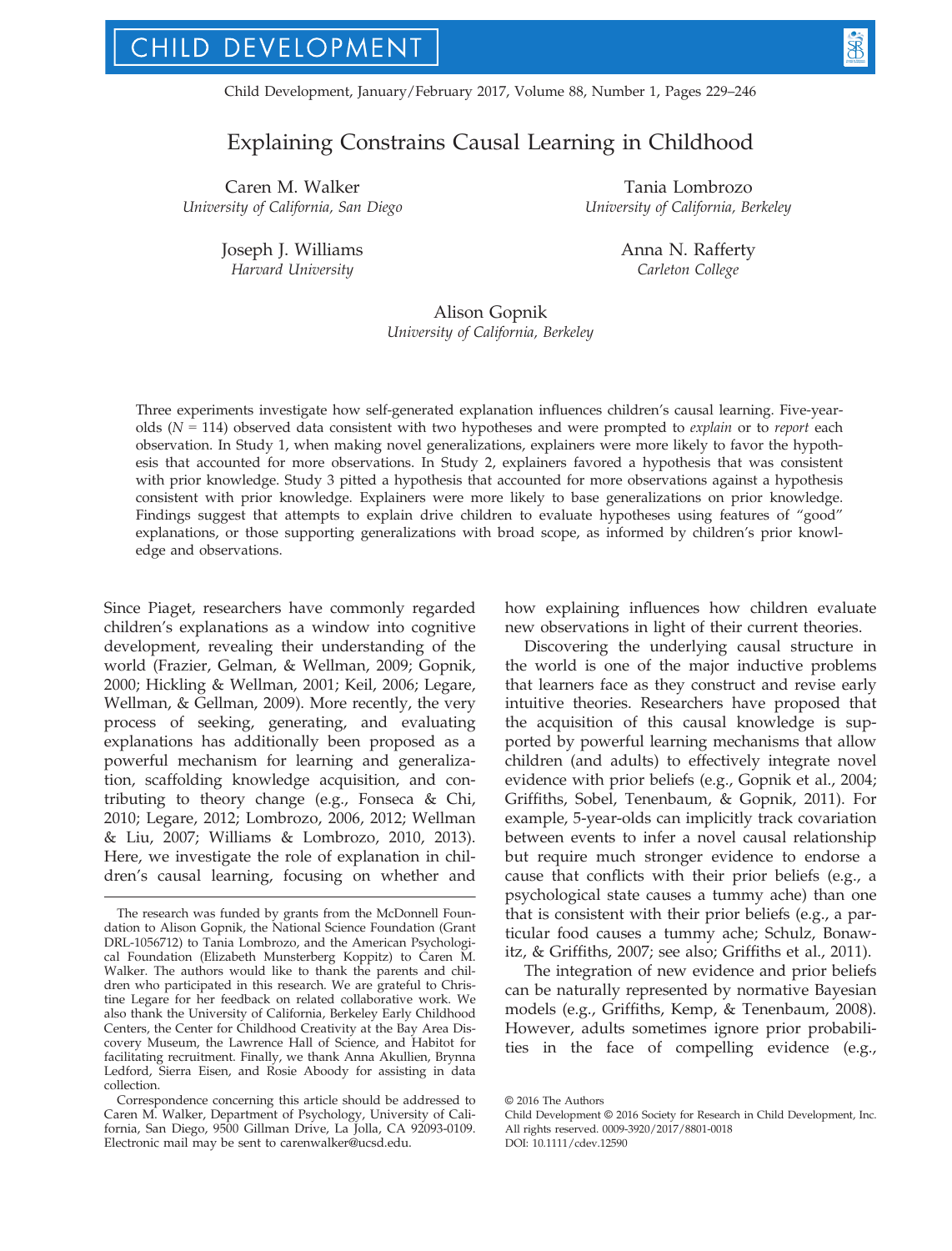# Explaining Constrains Causal Learning in Childhood

Caren M. Walker
*University of California, San Diego*

Tania Lombrozo
*University of California, Berkeley*

Joseph J. Williams
*Harvard University*

Anna N. Rafferty
*Carleton College*

Alison Gopnik
*University of California, Berkeley*

Three experiments investigate how self-generated explanation influences children's causal learning. Five-year-olds ($N$ = 114) observed data consistent with two hypotheses and were prompted to *explain* or to *report* each observation. In Study 1, when making novel generalizations, explainers were more likely to favor the hypothesis that accounted for more observations. In Study 2, explainers favored a hypothesis that was consistent with prior knowledge. Study 3 pitted a hypothesis that accounted for more observations against a hypothesis consistent with prior knowledge. Explainers were more likely to base generalizations on prior knowledge. Findings suggest that attempts to explain drive children to evaluate hypotheses using features of "good" explanations, or those supporting generalizations with broad scope, as informed by children's prior knowledge and observations.

Since Piaget, researchers have commonly regarded children's explanations as a window into cognitive development, revealing their understanding of the world (Frazier, Gelman, & Wellman, 2009; Gopnik, 2000; Hickling & Wellman, 2001; Keil, 2006; Legare, Wellman, & Gellman, 2009). More recently, the very process of seeking, generating, and evaluating explanations has additionally been proposed as a powerful mechanism for learning and generalization, scaffolding knowledge acquisition, and contributing to theory change (e.g., Fonseca & Chi, 2010; Legare, 2012; Lombrozo, 2006, 2012; Wellman & Liu, 2007; Williams & Lombrozo, 2010, 2013). Here, we investigate the role of explanation in children's causal learning, focusing on whether and how explaining influences how children evaluate new observations in light of their current theories.

Discovering the underlying causal structure in the world is one of the major inductive problems that learners face as they construct and revise early intuitive theories. Researchers have proposed that the acquisition of this causal knowledge is supported by powerful learning mechanisms that allow children (and adults) to effectively integrate novel evidence with prior beliefs (e.g., Gopnik et al., 2004; Griffiths, Sobel, Tenenbaum, & Gopnik, 2011). For example, 5-year-olds can implicitly track covariation between events to infer a novel causal relationship but require much stronger evidence to endorse a cause that conflicts with their prior beliefs (e.g., a psychological state causes a tummy ache) than one that is consistent with their prior beliefs (e.g., a particular food causes a tummy ache; Schulz, Bonawitz, & Griffiths, 2007; see also; Griffiths et al., 2011).

The integration of new evidence and prior beliefs can be naturally represented by normative Bayesian models (e.g., Griffiths, Kemp, & Tenenbaum, 2008). However, adults sometimes ignore prior probabilities in the face of compelling evidence (e.g.,

The research was funded by grants from the McDonnell Foundation to Alison Gopnik, the National Science Foundation (Grant DRL-1056712) to Tania Lombrozo, and the American Psychological Foundation (Elizabeth Munsterberg Koppitz) to Caren M. Walker. The authors would like to thank the parents and children who participated in this research. We are grateful to Christine Legare for her feedback on related collaborative work. We also thank the University of California, Berkeley Early Childhood Centers, the Center for Childhood Creativity at the Bay Area Discovery Museum, the Lawrence Hall of Science, and Habitot for facilitating recruitment. Finally, we thank Anna Akullien, Brynna Ledford, Sierra Eisen, and Rosie Aboody for assisting in data collection.

Correspondence concerning this article should be addressed to Caren M. Walker, Department of Psychology, University of California, San Diego, 9500 Gillman Drive, La Jolla, CA 92093-0109. Electronic mail may be sent to carenwalker@ucsd.edu.

© 2016 The Authors
Child Development © 2016 Society for Research in Child Development, Inc.
All rights reserved. 0009-3920/2017/8801-0018
DOI: 10.1111/cdev.12590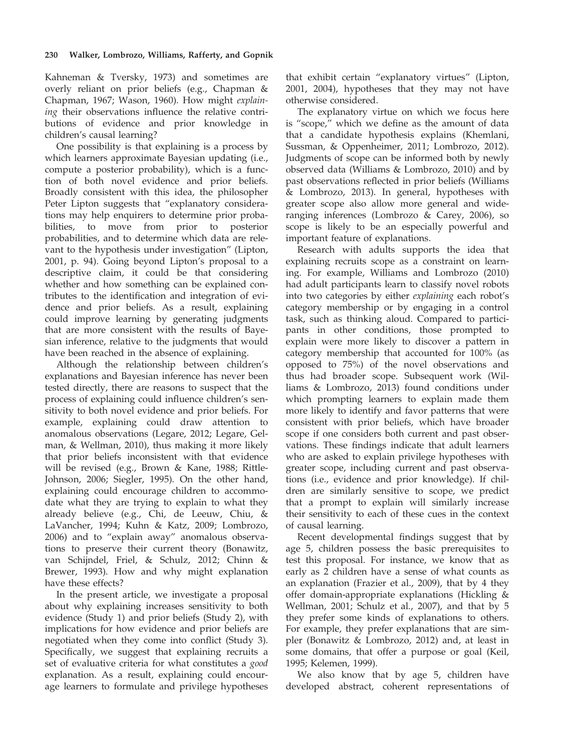Kahneman & Tversky, 1973) and sometimes are overly reliant on prior beliefs (e.g., Chapman & Chapman, 1967; Wason, 1960). How might *explaining* their observations influence the relative contributions of evidence and prior knowledge in children's causal learning?

One possibility is that explaining is a process by which learners approximate Bayesian updating (i.e., compute a posterior probability), which is a function of both novel evidence and prior beliefs. Broadly consistent with this idea, the philosopher Peter Lipton suggests that "explanatory considerations may help enquirers to determine prior probabilities, to move from prior to posterior probabilities, and to determine which data are relevant to the hypothesis under investigation" (Lipton, 2001, p. 94). Going beyond Lipton's proposal to a descriptive claim, it could be that considering whether and how something can be explained contributes to the identification and integration of evidence and prior beliefs. As a result, explaining could improve learning by generating judgments that are more consistent with the results of Bayesian inference, relative to the judgments that would have been reached in the absence of explaining.

Although the relationship between children's explanations and Bayesian inference has never been tested directly, there are reasons to suspect that the process of explaining could influence children's sensitivity to both novel evidence and prior beliefs. For example, explaining could draw attention to anomalous observations (Legare, 2012; Legare, Gelman, & Wellman, 2010), thus making it more likely that prior beliefs inconsistent with that evidence will be revised (e.g., Brown & Kane, 1988; Rittle-Johnson, 2006; Siegler, 1995). On the other hand, explaining could encourage children to accommodate what they are trying to explain to what they already believe (e.g., Chi, de Leeuw, Chiu, & LaVancher, 1994; Kuhn & Katz, 2009; Lombrozo, 2006) and to "explain away" anomalous observations to preserve their current theory (Bonawitz, van Schijndel, Friel, & Schulz, 2012; Chinn & Brewer, 1993). How and why might explanation have these effects?

In the present article, we investigate a proposal about why explaining increases sensitivity to both evidence (Study 1) and prior beliefs (Study 2), with implications for how evidence and prior beliefs are negotiated when they come into conflict (Study 3). Specifically, we suggest that explaining recruits a set of evaluative criteria for what constitutes a *good* explanation. As a result, explaining could encourage learners to formulate and privilege hypotheses that exhibit certain "explanatory virtues" (Lipton, 2001, 2004), hypotheses that they may not have otherwise considered.

The explanatory virtue on which we focus here is "scope," which we define as the amount of data that a candidate hypothesis explains (Khemlani, Sussman, & Oppenheimer, 2011; Lombrozo, 2012). Judgments of scope can be informed both by newly observed data (Williams & Lombrozo, 2010) and by past observations reflected in prior beliefs (Williams & Lombrozo, 2013). In general, hypotheses with greater scope also allow more general and wide-ranging inferences (Lombrozo & Carey, 2006), so scope is likely to be an especially powerful and important feature of explanations.

Research with adults supports the idea that explaining recruits scope as a constraint on learning. For example, Williams and Lombrozo (2010) had adult participants learn to classify novel robots into two categories by either *explaining* each robot's category membership or by engaging in a control task, such as thinking aloud. Compared to participants in other conditions, those prompted to explain were more likely to discover a pattern in category membership that accounted for 100% (as opposed to 75%) of the novel observations and thus had broader scope. Subsequent work (Williams & Lombrozo, 2013) found conditions under which prompting learners to explain made them more likely to identify and favor patterns that were consistent with prior beliefs, which have broader scope if one considers both current and past observations. These findings indicate that adult learners who are asked to explain privilege hypotheses with greater scope, including current and past observations (i.e., evidence and prior knowledge). If children are similarly sensitive to scope, we predict that a prompt to explain will similarly increase their sensitivity to each of these cues in the context of causal learning.

Recent developmental findings suggest that by age 5, children possess the basic prerequisites to test this proposal. For instance, we know that as early as 2 children have a sense of what counts as an explanation (Frazier et al., 2009), that by 4 they offer domain-appropriate explanations (Hickling & Wellman, 2001; Schulz et al., 2007), and that by 5 they prefer some kinds of explanations to others. For example, they prefer explanations that are simpler (Bonawitz & Lombrozo, 2012) and, at least in some domains, that offer a purpose or goal (Keil, 1995; Kelemen, 1999).

We also know that by age 5, children have developed abstract, coherent representations of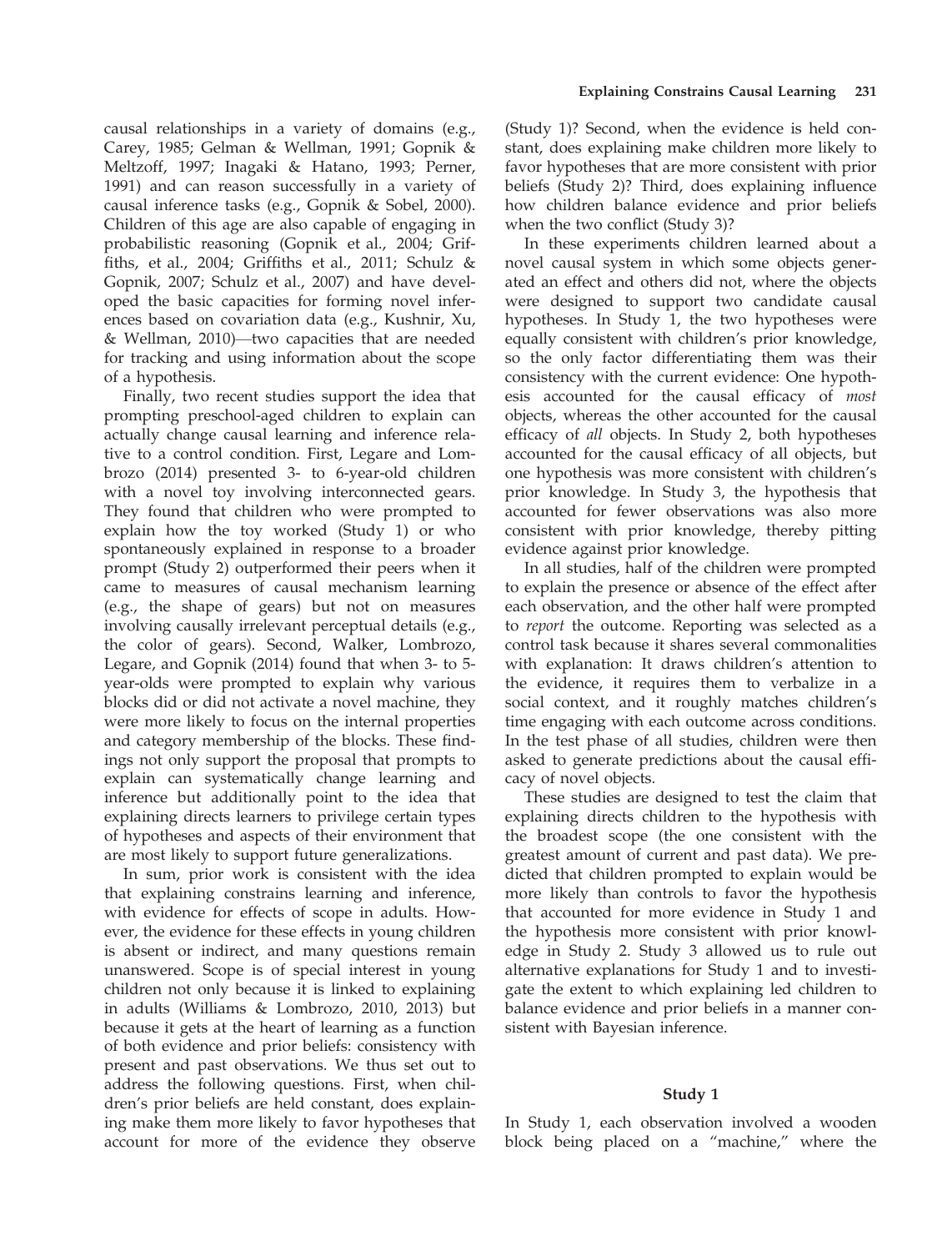causal relationships in a variety of domains (e.g., Carey, 1985; Gelman & Wellman, 1991; Gopnik & Meltzoff, 1997; Inagaki & Hatano, 1993; Perner, 1991) and can reason successfully in a variety of causal inference tasks (e.g., Gopnik & Sobel, 2000). Children of this age are also capable of engaging in probabilistic reasoning (Gopnik et al., 2004; Griffiths, et al., 2004; Griffiths et al., 2011; Schulz & Gopnik, 2007; Schulz et al., 2007) and have developed the basic capacities for forming novel inferences based on covariation data (e.g., Kushnir, Xu, & Wellman, 2010)—two capacities that are needed for tracking and using information about the scope of a hypothesis.

Finally, two recent studies support the idea that prompting preschool-aged children to explain can actually change causal learning and inference relative to a control condition. First, Legare and Lombrozo (2014) presented 3- to 6-year-old children with a novel toy involving interconnected gears. They found that children who were prompted to explain how the toy worked (Study 1) or who spontaneously explained in response to a broader prompt (Study 2) outperformed their peers when it came to measures of causal mechanism learning (e.g., the shape of gears) but not on measures involving causally irrelevant perceptual details (e.g., the color of gears). Second, Walker, Lombrozo, Legare, and Gopnik (2014) found that when 3- to 5-year-olds were prompted to explain why various blocks did or did not activate a novel machine, they were more likely to focus on the internal properties and category membership of the blocks. These findings not only support the proposal that prompts to explain can systematically change learning and inference but additionally point to the idea that explaining directs learners to privilege certain types of hypotheses and aspects of their environment that are most likely to support future generalizations.

In sum, prior work is consistent with the idea that explaining constrains learning and inference, with evidence for effects of scope in adults. However, the evidence for these effects in young children is absent or indirect, and many questions remain unanswered. Scope is of special interest in young children not only because it is linked to explaining in adults (Williams & Lombrozo, 2010, 2013) but because it gets at the heart of learning as a function of both evidence and prior beliefs: consistency with present and past observations. We thus set out to address the following questions. First, when children's prior beliefs are held constant, does explaining make them more likely to favor hypotheses that account for more of the evidence they observe (Study 1)? Second, when the evidence is held constant, does explaining make children more likely to favor hypotheses that are more consistent with prior beliefs (Study 2)? Third, does explaining influence how children balance evidence and prior beliefs when the two conflict (Study 3)?

In these experiments children learned about a novel causal system in which some objects generated an effect and others did not, where the objects were designed to support two candidate causal hypotheses. In Study 1, the two hypotheses were equally consistent with children's prior knowledge, so the only factor differentiating them was their consistency with the current evidence: One hypothesis accounted for the causal efficacy of *most* objects, whereas the other accounted for the causal efficacy of *all* objects. In Study 2, both hypotheses accounted for the causal efficacy of all objects, but one hypothesis was more consistent with children's prior knowledge. In Study 3, the hypothesis that accounted for fewer observations was also more consistent with prior knowledge, thereby pitting evidence against prior knowledge.

In all studies, half of the children were prompted to explain the presence or absence of the effect after each observation, and the other half were prompted to *report* the outcome. Reporting was selected as a control task because it shares several commonalities with explanation: It draws children's attention to the evidence, it requires them to verbalize in a social context, and it roughly matches children's time engaging with each outcome across conditions. In the test phase of all studies, children were then asked to generate predictions about the causal efficacy of novel objects.

These studies are designed to test the claim that explaining directs children to the hypothesis with the broadest scope (the one consistent with the greatest amount of current and past data). We predicted that children prompted to explain would be more likely than controls to favor the hypothesis that accounted for more evidence in Study 1 and the hypothesis more consistent with prior knowledge in Study 2. Study 3 allowed us to rule out alternative explanations for Study 1 and to investigate the extent to which explaining led children to balance evidence and prior beliefs in a manner consistent with Bayesian inference.

## Study 1

In Study 1, each observation involved a wooden block being placed on a "machine," where the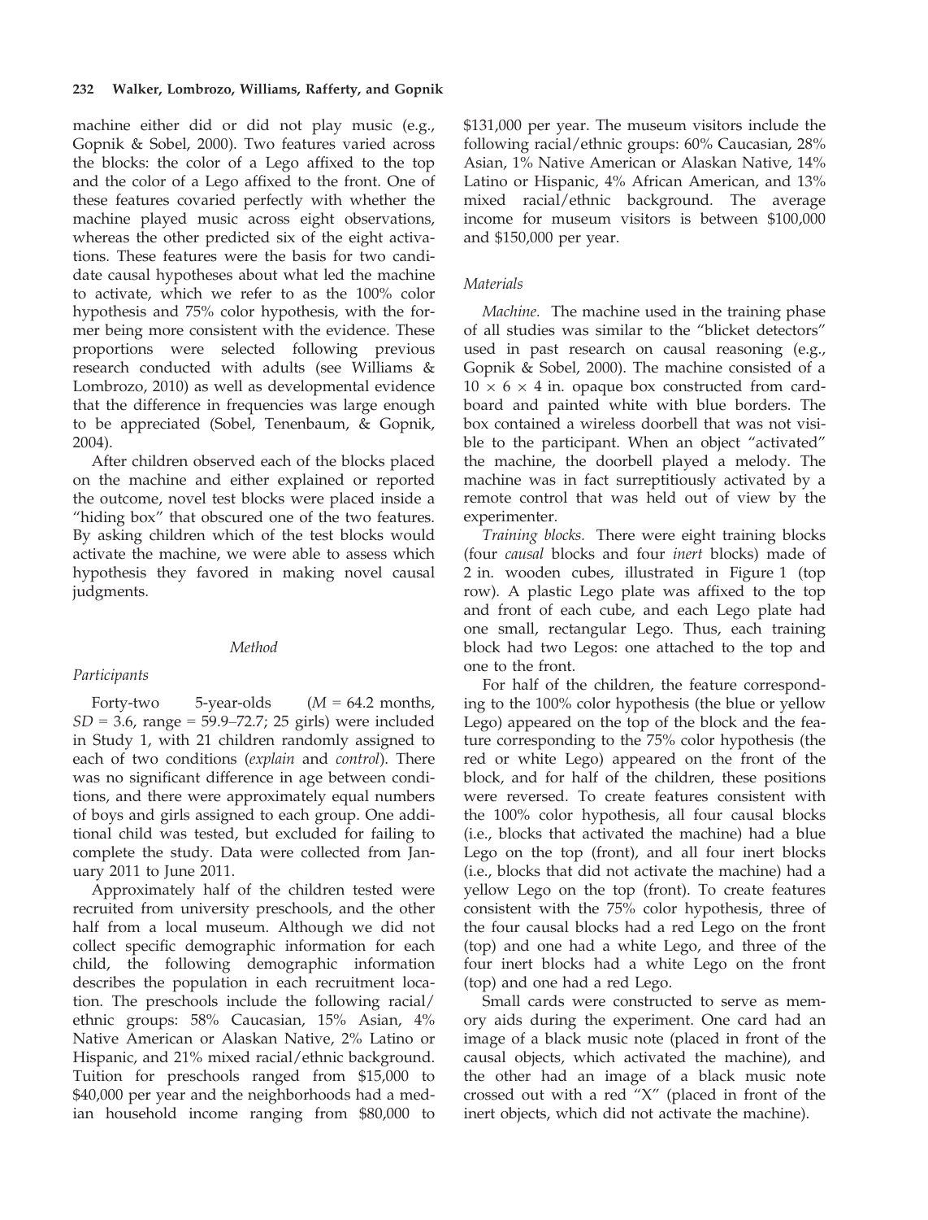machine either did or did not play music (e.g., Gopnik & Sobel, 2000). Two features varied across the blocks: the color of a Lego affixed to the top and the color of a Lego affixed to the front. One of these features covaried perfectly with whether the machine played music across eight observations, whereas the other predicted six of the eight activations. These features were the basis for two candidate causal hypotheses about what led the machine to activate, which we refer to as the 100% color hypothesis and 75% color hypothesis, with the former being more consistent with the evidence. These proportions were selected following previous research conducted with adults (see Williams & Lombrozo, 2010) as well as developmental evidence that the difference in frequencies was large enough to be appreciated (Sobel, Tenenbaum, & Gopnik, 2004).

After children observed each of the blocks placed on the machine and either explained or reported the outcome, novel test blocks were placed inside a "hiding box" that obscured one of the two features. By asking children which of the test blocks would activate the machine, we were able to assess which hypothesis they favored in making novel causal judgments.

## Method

### Participants

Forty-two 5-year-olds ($M$ = 64.2 months, $SD$ = 3.6, range = 59.9–72.7; 25 girls) were included in Study 1, with 21 children randomly assigned to each of two conditions (*explain* and *control*). There was no significant difference in age between conditions, and there were approximately equal numbers of boys and girls assigned to each group. One additional child was tested, but excluded for failing to complete the study. Data were collected from January 2011 to June 2011.

Approximately half of the children tested were recruited from university preschools, and the other half from a local museum. Although we did not collect specific demographic information for each child, the following demographic information describes the population in each recruitment location. The preschools include the following racial/ethnic groups: 58% Caucasian, 15% Asian, 4% Native American or Alaskan Native, 2% Latino or Hispanic, and 21% mixed racial/ethnic background. Tuition for preschools ranged from $15,000 to $40,000 per year and the neighborhoods had a median household income ranging from $80,000 to $131,000 per year. The museum visitors include the following racial/ethnic groups: 60% Caucasian, 28% Asian, 1% Native American or Alaskan Native, 14% Latino or Hispanic, 4% African American, and 13% mixed racial/ethnic background. The average income for museum visitors is between $100,000 and $150,000 per year.

### Materials

*Machine.* The machine used in the training phase of all studies was similar to the "blicket detectors" used in past research on causal reasoning (e.g., Gopnik & Sobel, 2000). The machine consisted of a $10 \times 6 \times 4$ in. opaque box constructed from cardboard and painted white with blue borders. The box contained a wireless doorbell that was not visible to the participant. When an object "activated" the machine, the doorbell played a melody. The machine was in fact surreptitiously activated by a remote control that was held out of view by the experimenter.

*Training blocks.* There were eight training blocks (four *causal* blocks and four *inert* blocks) made of 2 in. wooden cubes, illustrated in Figure 1 (top row). A plastic Lego plate was affixed to the top and front of each cube, and each Lego plate had one small, rectangular Lego. Thus, each training block had two Legos: one attached to the top and one to the front.

For half of the children, the feature corresponding to the 100% color hypothesis (the blue or yellow Lego) appeared on the top of the block and the feature corresponding to the 75% color hypothesis (the red or white Lego) appeared on the front of the block, and for half of the children, these positions were reversed. To create features consistent with the 100% color hypothesis, all four causal blocks (i.e., blocks that activated the machine) had a blue Lego on the top (front), and all four inert blocks (i.e., blocks that did not activate the machine) had a yellow Lego on the top (front). To create features consistent with the 75% color hypothesis, three of the four causal blocks had a red Lego on the front (top) and one had a white Lego, and three of the four inert blocks had a white Lego on the front (top) and one had a red Lego.

Small cards were constructed to serve as memory aids during the experiment. One card had an image of a black music note (placed in front of the causal objects, which activated the machine), and the other had an image of a black music note crossed out with a red "X" (placed in front of the inert objects, which did not activate the machine).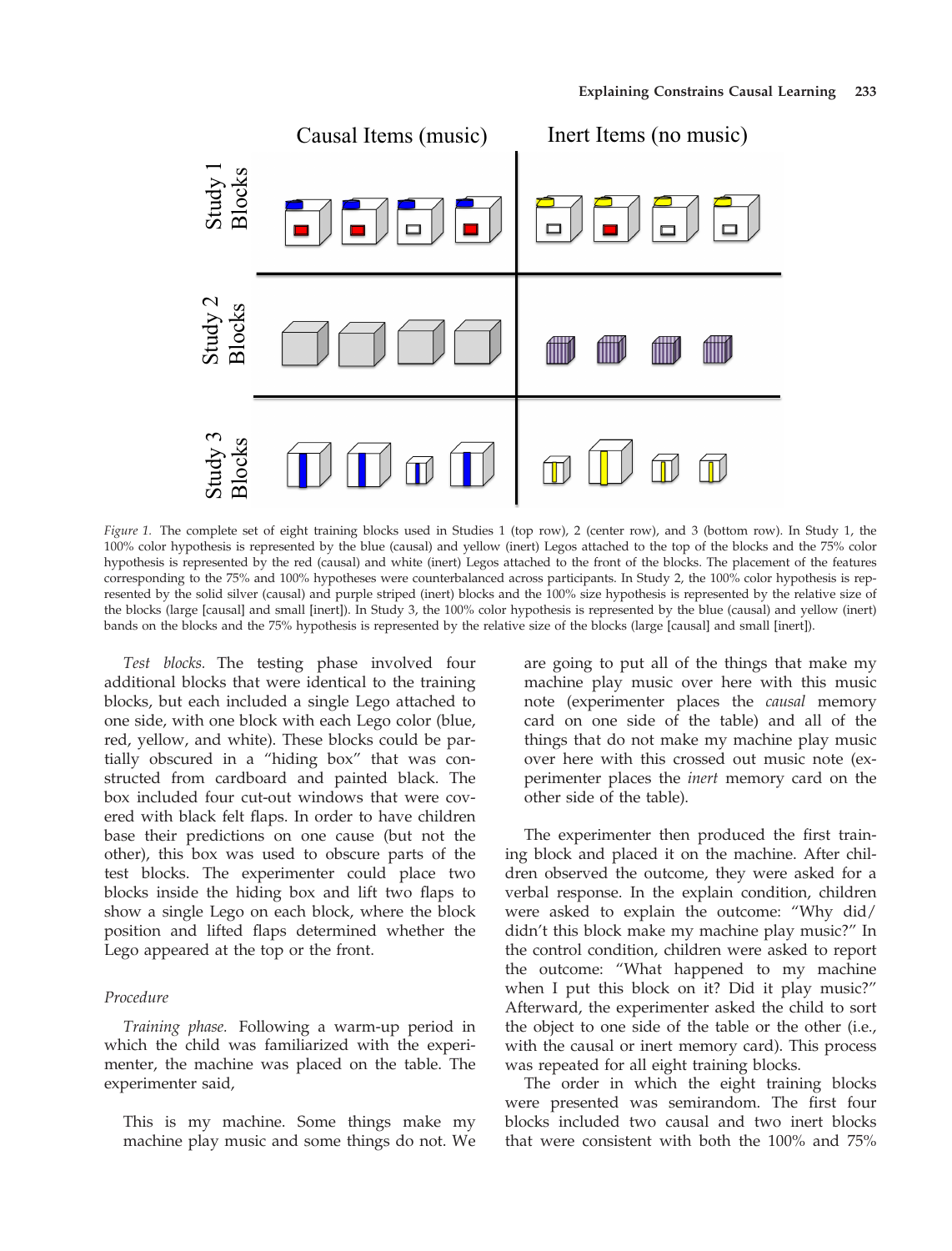Figure 1. The complete set of eight training blocks used in Studies 1 (top row), 2 (center row), and 3 (bottom row). In Study 1, the 100% color hypothesis is represented by the blue (causal) and yellow (inert) Legos attached to the top of the blocks and the 75% color hypothesis is represented by the red (causal) and white (inert) Legos attached to the front of the blocks. The placement of the features corresponding to the 75% and 100% hypotheses were counterbalanced across participants. In Study 2, the 100% color hypothesis is represented by the solid silver (causal) and purple striped (inert) blocks and the 100% size hypothesis is represented by the relative size of the blocks (large [causal] and small [inert]). In Study 3, the 100% color hypothesis is represented by the blue (causal) and yellow (inert) bands on the blocks and the 75% hypothesis is represented by the relative size of the blocks (large [causal] and small [inert]).

*Test blocks.* The testing phase involved four additional blocks that were identical to the training blocks, but each included a single Lego attached to one side, with one block with each Lego color (blue, red, yellow, and white). These blocks could be partially obscured in a "hiding box" that was constructed from cardboard and painted black. The box included four cut-out windows that were covered with black felt flaps. In order to have children base their predictions on one cause (but not the other), this box was used to obscure parts of the test blocks. The experimenter could place two blocks inside the hiding box and lift two flaps to show a single Lego on each block, where the block position and lifted flaps determined whether the Lego appeared at the top or the front.

### Procedure

*Training phase.* Following a warm-up period in which the child was familiarized with the experimenter, the machine was placed on the table. The experimenter said,

> This is my machine. Some things make my machine play music and some things do not. We are going to put all of the things that make my machine play music over here with this music note (experimenter places the *causal* memory card on one side of the table) and all of the things that do not make my machine play music over here with this crossed out music note (experimenter places the *inert* memory card on the other side of the table).

The experimenter then produced the first training block and placed it on the machine. After children observed the outcome, they were asked for a verbal response. In the explain condition, children were asked to explain the outcome: "Why did/didn't this block make my machine play music?" In the control condition, children were asked to report the outcome: "What happened to my machine when I put this block on it? Did it play music?" Afterward, the experimenter asked the child to sort the object to one side of the table or the other (i.e., with the causal or inert memory card). This process was repeated for all eight training blocks.

The order in which the eight training blocks were presented was semirandom. The first four blocks included two causal and two inert blocks that were consistent with both the 100% and 75%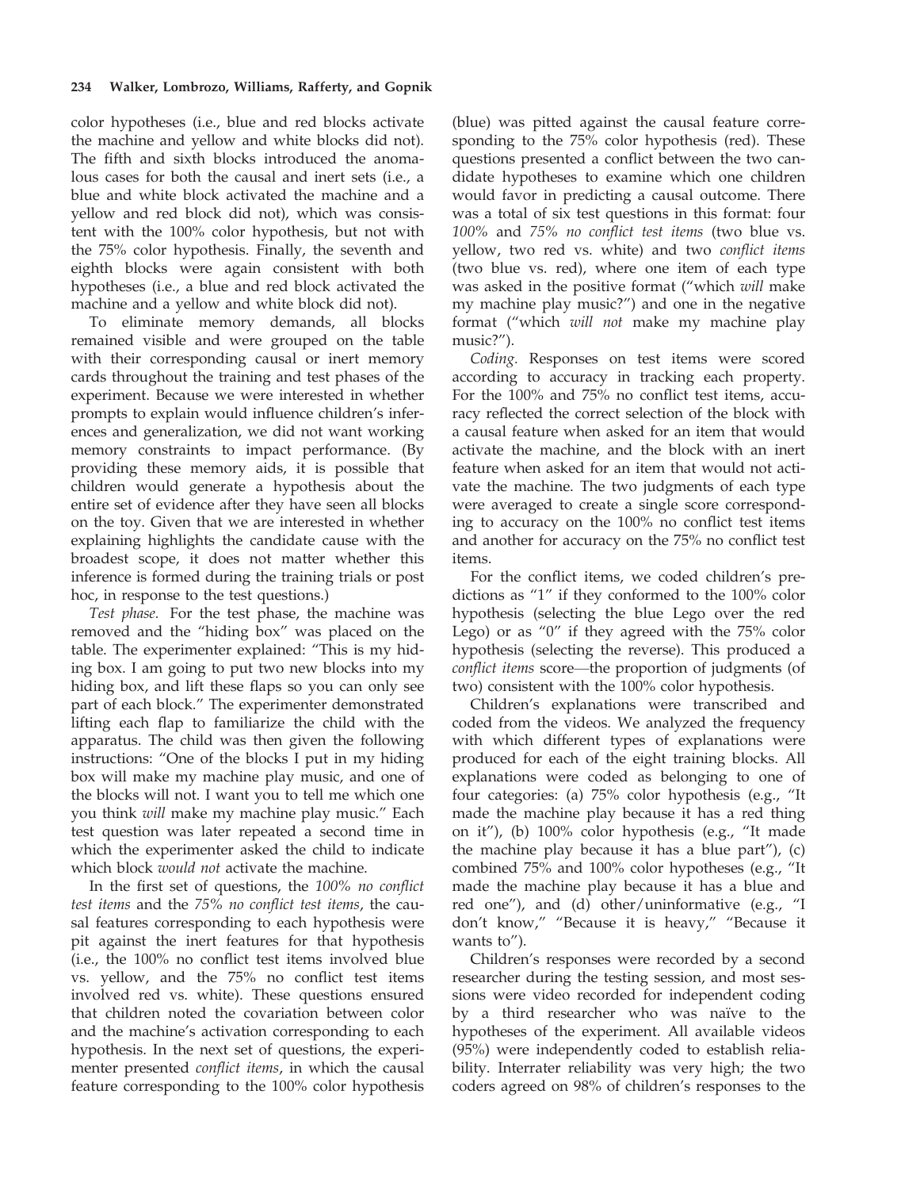color hypotheses (i.e., blue and red blocks activate the machine and yellow and white blocks did not). The fifth and sixth blocks introduced the anomalous cases for both the causal and inert sets (i.e., a blue and white block activated the machine and a yellow and red block did not), which was consistent with the 100% color hypothesis, but not with the 75% color hypothesis. Finally, the seventh and eighth blocks were again consistent with both hypotheses (i.e., a blue and red block activated the machine and a yellow and white block did not).

To eliminate memory demands, all blocks remained visible and were grouped on the table with their corresponding causal or inert memory cards throughout the training and test phases of the experiment. Because we were interested in whether prompts to explain would influence children's inferences and generalization, we did not want working memory constraints to impact performance. (By providing these memory aids, it is possible that children would generate a hypothesis about the entire set of evidence after they have seen all blocks on the toy. Given that we are interested in whether explaining highlights the candidate cause with the broadest scope, it does not matter whether this inference is formed during the training trials or post hoc, in response to the test questions.)

*Test phase.* For the test phase, the machine was removed and the "hiding box" was placed on the table. The experimenter explained: "This is my hiding box. I am going to put two new blocks into my hiding box, and lift these flaps so you can only see part of each block." The experimenter demonstrated lifting each flap to familiarize the child with the apparatus. The child was then given the following instructions: "One of the blocks I put in my hiding box will make my machine play music, and one of the blocks will not. I want you to tell me which one you think *will* make my machine play music." Each test question was later repeated a second time in which the experimenter asked the child to indicate which block *would not* activate the machine.

In the first set of questions, the *100% no conflict test items* and the *75% no conflict test items*, the causal features corresponding to each hypothesis were pit against the inert features for that hypothesis (i.e., the 100% no conflict test items involved blue vs. yellow, and the 75% no conflict test items involved red vs. white). These questions ensured that children noted the covariation between color and the machine's activation corresponding to each hypothesis. In the next set of questions, the experimenter presented *conflict items*, in which the causal feature corresponding to the 100% color hypothesis (blue) was pitted against the causal feature corresponding to the 75% color hypothesis (red). These questions presented a conflict between the two candidate hypotheses to examine which one children would favor in predicting a causal outcome. There was a total of six test questions in this format: four *100%* and *75% no conflict test items* (two blue vs. yellow, two red vs. white) and two *conflict items* (two blue vs. red), where one item of each type was asked in the positive format ("which *will* make my machine play music?") and one in the negative format ("which *will not* make my machine play music?").

*Coding.* Responses on test items were scored according to accuracy in tracking each property. For the 100% and 75% no conflict test items, accuracy reflected the correct selection of the block with a causal feature when asked for an item that would activate the machine, and the block with an inert feature when asked for an item that would not activate the machine. The two judgments of each type were averaged to create a single score corresponding to accuracy on the 100% no conflict test items and another for accuracy on the 75% no conflict test items.

For the conflict items, we coded children's predictions as "1" if they conformed to the 100% color hypothesis (selecting the blue Lego over the red Lego) or as "0" if they agreed with the 75% color hypothesis (selecting the reverse). This produced a *conflict items* score—the proportion of judgments (of two) consistent with the 100% color hypothesis.

Children's explanations were transcribed and coded from the videos. We analyzed the frequency with which different types of explanations were produced for each of the eight training blocks. All explanations were coded as belonging to one of four categories: (a) 75% color hypothesis (e.g., "It made the machine play because it has a red thing on it"), (b) 100% color hypothesis (e.g., "It made the machine play because it has a blue part"), (c) combined 75% and 100% color hypotheses (e.g., "It made the machine play because it has a blue and red one"), and (d) other/uninformative (e.g., "I don't know," "Because it is heavy," "Because it wants to").

Children's responses were recorded by a second researcher during the testing session, and most sessions were video recorded for independent coding by a third researcher who was naïve to the hypotheses of the experiment. All available videos (95%) were independently coded to establish reliability. Interrater reliability was very high; the two coders agreed on 98% of children's responses to the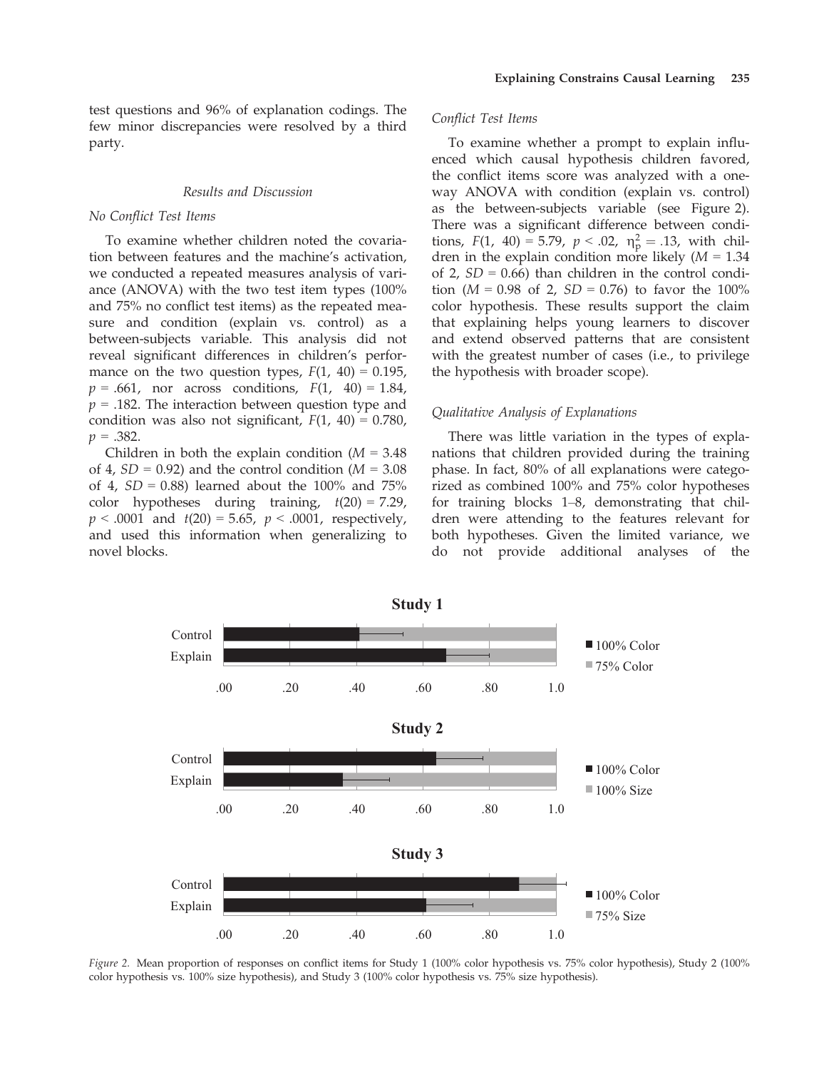test questions and 96% of explanation codings. The few minor discrepancies were resolved by a third party.

### Results and Discussion

#### No Conflict Test Items

To examine whether children noted the covariation between features and the machine's activation, we conducted a repeated measures analysis of variance (ANOVA) with the two test item types (100% and 75% no conflict test items) as the repeated measure and condition (explain vs. control) as a between-subjects variable. This analysis did not reveal significant differences in children's performance on the two question types, $F(1, 40) = 0.195$, $p = .661$, nor across conditions, $F(1, 40) = 1.84$, $p = .182$. The interaction between question type and condition was also not significant, $F(1, 40) = 0.780$, $p = .382$.

Children in both the explain condition ($M = 3.48$ of 4, $SD = 0.92$) and the control condition ($M = 3.08$ of 4, $SD = 0.88$) learned about the 100% and 75% color hypotheses during training, $t(20) = 7.29$, $p < .0001$ and $t(20) = 5.65$, $p < .0001$, respectively, and used this information when generalizing to novel blocks.

#### Conflict Test Items

To examine whether a prompt to explain influenced which causal hypothesis children favored, the conflict items score was analyzed with a one-way ANOVA with condition (explain vs. control) as the between-subjects variable (see Figure 2). There was a significant difference between conditions, $F(1, 40) = 5.79$, $p < .02$, $\eta_p^2 = .13$, with children in the explain condition more likely ($M = 1.34$ of 2, $SD = 0.66$) than children in the control condition ($M = 0.98$ of 2, $SD = 0.76$) to favor the 100% color hypothesis. These results support the claim that explaining helps young learners to discover and extend observed patterns that are consistent with the greatest number of cases (i.e., to privilege the hypothesis with broader scope).

#### Qualitative Analysis of Explanations

There was little variation in the types of explanations that children provided during the training phase. In fact, 80% of all explanations were categorized as combined 100% and 75% color hypotheses for training blocks 1–8, demonstrating that children were attending to the features relevant for both hypotheses. Given the limited variance, we do not provide additional analyses of the

*Figure 2.* Mean proportion of responses on conflict items for Study 1 (100% color hypothesis vs. 75% color hypothesis), Study 2 (100% color hypothesis vs. 100% size hypothesis), and Study 3 (100% color hypothesis vs. 75% size hypothesis).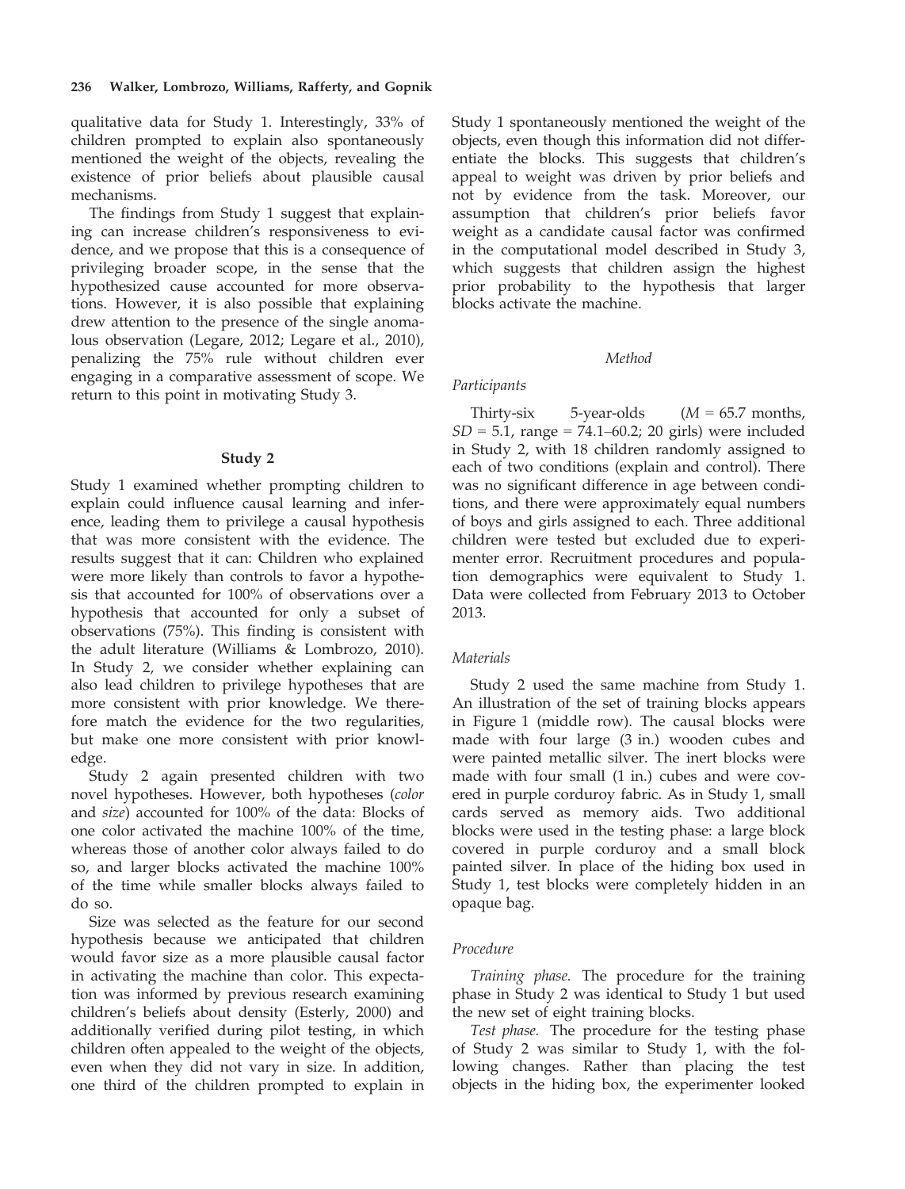qualitative data for Study 1. Interestingly, 33% of children prompted to explain also spontaneously mentioned the weight of the objects, revealing the existence of prior beliefs about plausible causal mechanisms.

The findings from Study 1 suggest that explaining can increase children's responsiveness to evidence, and we propose that this is a consequence of privileging broader scope, in the sense that the hypothesized cause accounted for more observations. However, it is also possible that explaining drew attention to the presence of the single anomalous observation (Legare, 2012; Legare et al., 2010), penalizing the 75% rule without children ever engaging in a comparative assessment of scope. We return to this point in motivating Study 3.

## Study 2

Study 1 examined whether prompting children to explain could influence causal learning and inference, leading them to privilege a causal hypothesis that was more consistent with the evidence. The results suggest that it can: Children who explained were more likely than controls to favor a hypothesis that accounted for 100% of observations over a hypothesis that accounted for only a subset of observations (75%). This finding is consistent with the adult literature (Williams & Lombrozo, 2010). In Study 2, we consider whether explaining can also lead children to privilege hypotheses that are more consistent with prior knowledge. We therefore match the evidence for the two regularities, but make one more consistent with prior knowledge.

Study 2 again presented children with two novel hypotheses. However, both hypotheses (*color* and *size*) accounted for 100% of the data: Blocks of one color activated the machine 100% of the time, whereas those of another color always failed to do so, and larger blocks activated the machine 100% of the time while smaller blocks always failed to do so.

Size was selected as the feature for our second hypothesis because we anticipated that children would favor size as a more plausible causal factor in activating the machine than color. This expectation was informed by previous research examining children's beliefs about density (Esterly, 2000) and additionally verified during pilot testing, in which children often appealed to the weight of the objects, even when they did not vary in size. In addition, one third of the children prompted to explain in Study 1 spontaneously mentioned the weight of the objects, even though this information did not differentiate the blocks. This suggests that children's appeal to weight was driven by prior beliefs and not by evidence from the task. Moreover, our assumption that children's prior beliefs favor weight as a candidate causal factor was confirmed in the computational model described in Study 3, which suggests that children assign the highest prior probability to the hypothesis that larger blocks activate the machine.

### Method

#### Participants

Thirty-six 5-year-olds ($M$ = 65.7 months, $SD$ = 5.1, range = 74.1–60.2; 20 girls) were included in Study 2, with 18 children randomly assigned to each of two conditions (explain and control). There was no significant difference in age between conditions, and there were approximately equal numbers of boys and girls assigned to each. Three additional children were tested but excluded due to experimenter error. Recruitment procedures and population demographics were equivalent to Study 1. Data were collected from February 2013 to October 2013.

#### Materials

Study 2 used the same machine from Study 1. An illustration of the set of training blocks appears in Figure 1 (middle row). The causal blocks were made with four large (3 in.) wooden cubes and were painted metallic silver. The inert blocks were made with four small (1 in.) cubes and were covered in purple corduroy fabric. As in Study 1, small cards served as memory aids. Two additional blocks were used in the testing phase: a large block covered in purple corduroy and a small block painted silver. In place of the hiding box used in Study 1, test blocks were completely hidden in an opaque bag.

#### Procedure

*Training phase.* The procedure for the training phase in Study 2 was identical to Study 1 but used the new set of eight training blocks.

*Test phase.* The procedure for the testing phase of Study 2 was similar to Study 1, with the following changes. Rather than placing the test objects in the hiding box, the experimenter looked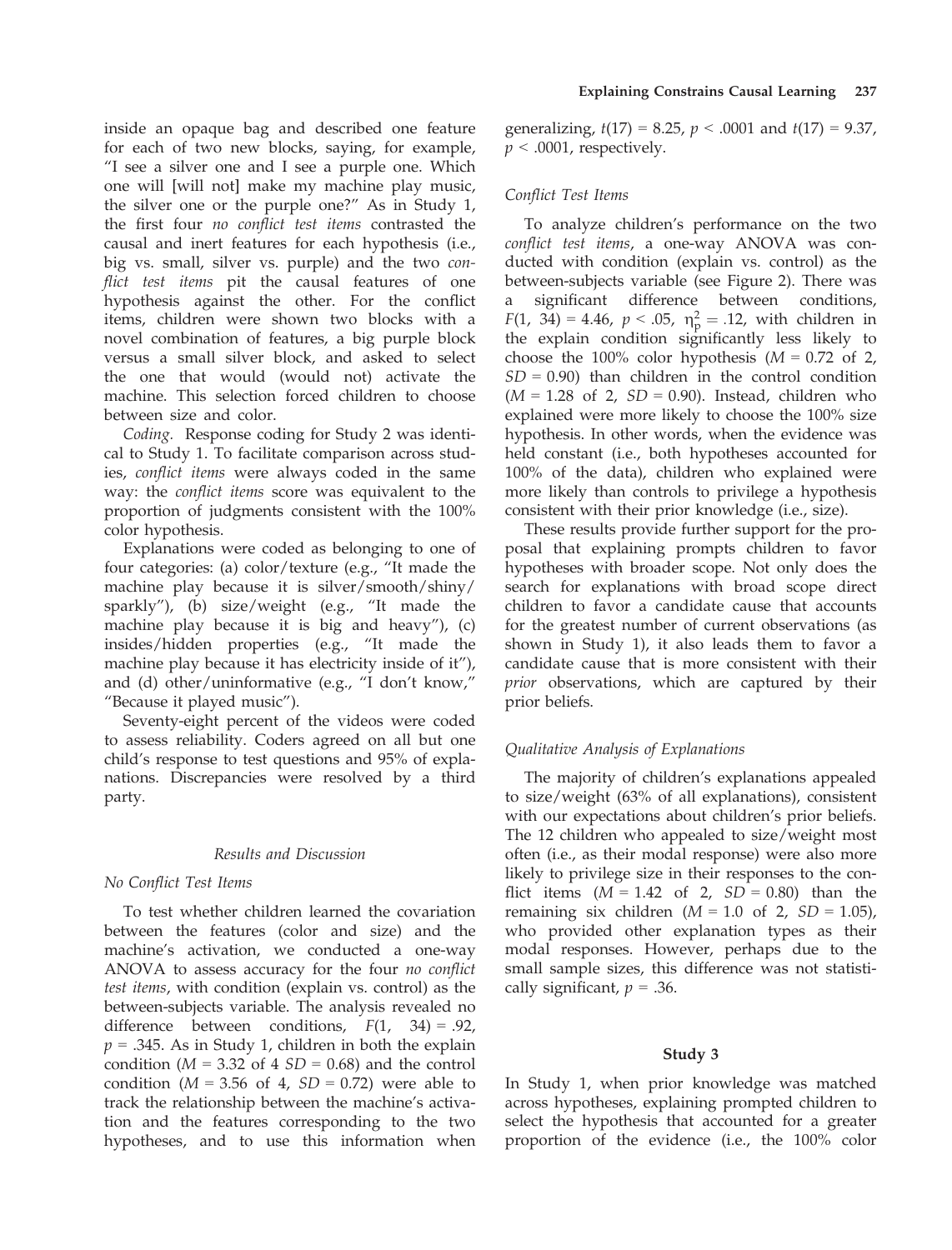inside an opaque bag and described one feature for each of two new blocks, saying, for example, "I see a silver one and I see a purple one. Which one will [will not] make my machine play music, the silver one or the purple one?" As in Study 1, the first four *no conflict test items* contrasted the causal and inert features for each hypothesis (i.e., big vs. small, silver vs. purple) and the two *conflict test items* pit the causal features of one hypothesis against the other. For the conflict items, children were shown two blocks with a novel combination of features, a big purple block versus a small silver block, and asked to select the one that would (would not) activate the machine. This selection forced children to choose between size and color.

*Coding.* Response coding for Study 2 was identical to Study 1. To facilitate comparison across studies, *conflict items* were always coded in the same way: the *conflict items* score was equivalent to the proportion of judgments consistent with the 100% color hypothesis.

Explanations were coded as belonging to one of four categories: (a) color/texture (e.g., "It made the machine play because it is silver/smooth/shiny/sparkly"), (b) size/weight (e.g., "It made the machine play because it is big and heavy"), (c) insides/hidden properties (e.g., "It made the machine play because it has electricity inside of it"), and (d) other/uninformative (e.g., "I don't know," "Because it played music").

Seventy-eight percent of the videos were coded to assess reliability. Coders agreed on all but one child's response to test questions and 95% of explanations. Discrepancies were resolved by a third party.

## Results and Discussion

### No Conflict Test Items

To test whether children learned the covariation between the features (color and size) and the machine's activation, we conducted a one-way ANOVA to assess accuracy for the four *no conflict test items*, with condition (explain vs. control) as the between-subjects variable. The analysis revealed no difference between conditions, $F(1, 34) = .92$, $p = .345$. As in Study 1, children in both the explain condition ($M = 3.32$ of 4 $SD = 0.68$) and the control condition ($M = 3.56$ of 4, $SD = 0.72$) were able to track the relationship between the machine's activation and the features corresponding to the two hypotheses, and to use this information when generalizing, $t(17) = 8.25$, $p < .0001$ and $t(17) = 9.37$, $p < .0001$, respectively.

### Conflict Test Items

To analyze children's performance on the two *conflict test items*, a one-way ANOVA was conducted with condition (explain vs. control) as the between-subjects variable (see Figure 2). There was a significant difference between conditions, $F(1, 34) = 4.46$, $p < .05$, $\eta_p^2 = .12$, with children in the explain condition significantly less likely to choose the 100% color hypothesis ($M = 0.72$ of 2, $SD = 0.90$) than children in the control condition ($M = 1.28$ of 2, $SD = 0.90$). Instead, children who explained were more likely to choose the 100% size hypothesis. In other words, when the evidence was held constant (i.e., both hypotheses accounted for 100% of the data), children who explained were more likely than controls to privilege a hypothesis consistent with their prior knowledge (i.e., size).

These results provide further support for the proposal that explaining prompts children to favor hypotheses with broader scope. Not only does the search for explanations with broad scope direct children to favor a candidate cause that accounts for the greatest number of current observations (as shown in Study 1), it also leads them to favor a candidate cause that is more consistent with their *prior* observations, which are captured by their prior beliefs.

### Qualitative Analysis of Explanations

The majority of children's explanations appealed to size/weight (63% of all explanations), consistent with our expectations about children's prior beliefs. The 12 children who appealed to size/weight most often (i.e., as their modal response) were also more likely to privilege size in their responses to the conflict items ($M = 1.42$ of 2, $SD = 0.80$) than the remaining six children ($M = 1.0$ of 2, $SD = 1.05$), who provided other explanation types as their modal responses. However, perhaps due to the small sample sizes, this difference was not statistically significant, $p = .36$.

# Study 3

In Study 1, when prior knowledge was matched across hypotheses, explaining prompted children to select the hypothesis that accounted for a greater proportion of the evidence (i.e., the 100% color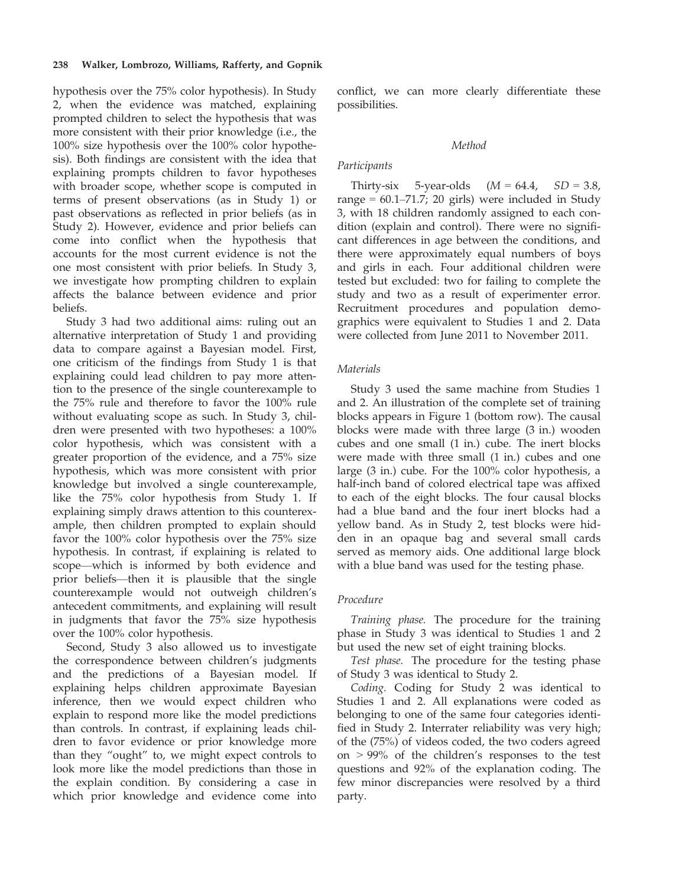hypothesis over the 75% color hypothesis). In Study 2, when the evidence was matched, explaining prompted children to select the hypothesis that was more consistent with their prior knowledge (i.e., the 100% size hypothesis over the 100% color hypothesis). Both findings are consistent with the idea that explaining prompts children to favor hypotheses with broader scope, whether scope is computed in terms of present observations (as in Study 1) or past observations as reflected in prior beliefs (as in Study 2). However, evidence and prior beliefs can come into conflict when the hypothesis that accounts for the most current evidence is not the one most consistent with prior beliefs. In Study 3, we investigate how prompting children to explain affects the balance between evidence and prior beliefs.

Study 3 had two additional aims: ruling out an alternative interpretation of Study 1 and providing data to compare against a Bayesian model. First, one criticism of the findings from Study 1 is that explaining could lead children to pay more attention to the presence of the single counterexample to the 75% rule and therefore to favor the 100% rule without evaluating scope as such. In Study 3, children were presented with two hypotheses: a 100% color hypothesis, which was consistent with a greater proportion of the evidence, and a 75% size hypothesis, which was more consistent with prior knowledge but involved a single counterexample, like the 75% color hypothesis from Study 1. If explaining simply draws attention to this counterexample, then children prompted to explain should favor the 100% color hypothesis over the 75% size hypothesis. In contrast, if explaining is related to scope—which is informed by both evidence and prior beliefs—then it is plausible that the single counterexample would not outweigh children's antecedent commitments, and explaining will result in judgments that favor the 75% size hypothesis over the 100% color hypothesis.

Second, Study 3 also allowed us to investigate the correspondence between children's judgments and the predictions of a Bayesian model. If explaining helps children approximate Bayesian inference, then we would expect children who explain to respond more like the model predictions than controls. In contrast, if explaining leads children to favor evidence or prior knowledge more than they "ought" to, we might expect controls to look more like the model predictions than those in the explain condition. By considering a case in which prior knowledge and evidence come into conflict, we can more clearly differentiate these possibilities.

## Method

### Participants

Thirty-six 5-year-olds ($M = 64.4$, $SD = 3.8$, range = 60.1–71.7; 20 girls) were included in Study 3, with 18 children randomly assigned to each condition (explain and control). There were no significant differences in age between the conditions, and there were approximately equal numbers of boys and girls in each. Four additional children were tested but excluded: two for failing to complete the study and two as a result of experimenter error. Recruitment procedures and population demographics were equivalent to Studies 1 and 2. Data were collected from June 2011 to November 2011.

### Materials

Study 3 used the same machine from Studies 1 and 2. An illustration of the complete set of training blocks appears in Figure 1 (bottom row). The causal blocks were made with three large (3 in.) wooden cubes and one small (1 in.) cube. The inert blocks were made with three small (1 in.) cubes and one large (3 in.) cube. For the 100% color hypothesis, a half-inch band of colored electrical tape was affixed to each of the eight blocks. The four causal blocks had a blue band and the four inert blocks had a yellow band. As in Study 2, test blocks were hidden in an opaque bag and several small cards served as memory aids. One additional large block with a blue band was used for the testing phase.

### Procedure

*Training phase.* The procedure for the training phase in Study 3 was identical to Studies 1 and 2 but used the new set of eight training blocks.

*Test phase.* The procedure for the testing phase of Study 3 was identical to Study 2.

*Coding.* Coding for Study 2 was identical to Studies 1 and 2. All explanations were coded as belonging to one of the same four categories identified in Study 2. Interrater reliability was very high; of the (75%) of videos coded, the two coders agreed on > 99% of the children's responses to the test questions and 92% of the explanation coding. The few minor discrepancies were resolved by a third party.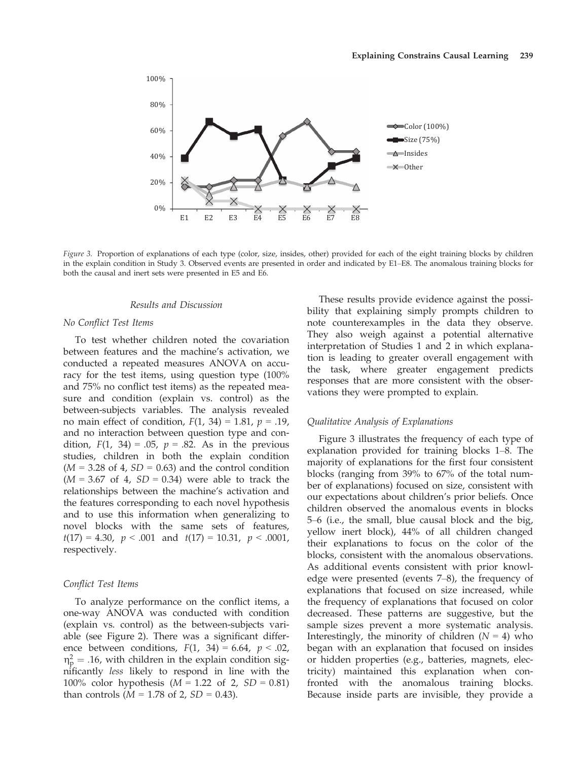*Figure 3.* Proportion of explanations of each type (color, size, insides, other) provided for each of the eight training blocks by children in the explain condition in Study 3. Observed events are presented in order and indicated by E1–E8. The anomalous training blocks for both the causal and inert sets were presented in E5 and E6.

### *Results and Discussion*

#### *No Conflict Test Items*

To test whether children noted the covariation between features and the machine's activation, we conducted a repeated measures ANOVA on accuracy for the test items, using question type (100% and 75% no conflict test items) as the repeated measure and condition (explain vs. control) as the between-subjects variables. The analysis revealed no main effect of condition, $F(1, 34) = 1.81$, $p = .19$, and no interaction between question type and condition, $F(1, 34) = .05$, $p = .82$. As in the previous studies, children in both the explain condition ($M = 3.28$ of 4, $SD = 0.63$) and the control condition ($M = 3.67$ of 4, $SD = 0.34$) were able to track the relationships between the machine's activation and the features corresponding to each novel hypothesis and to use this information when generalizing to novel blocks with the same sets of features, $t(17) = 4.30$, $p < .001$ and $t(17) = 10.31$, $p < .0001$, respectively.

#### *Conflict Test Items*

To analyze performance on the conflict items, a one-way ANOVA was conducted with condition (explain vs. control) as the between-subjects variable (see Figure 2). There was a significant difference between conditions, $F(1, 34) = 6.64$, $p < .02$, $\eta_p^2 = .16$, with children in the explain condition significantly *less* likely to respond in line with the 100% color hypothesis ($M = 1.22$ of 2, $SD = 0.81$) than controls ($M = 1.78$ of 2, $SD = 0.43$).

These results provide evidence against the possibility that explaining simply prompts children to note counterexamples in the data they observe. They also weigh against a potential alternative interpretation of Studies 1 and 2 in which explanation is leading to greater overall engagement with the task, where greater engagement predicts responses that are more consistent with the observations they were prompted to explain.

#### *Qualitative Analysis of Explanations*

Figure 3 illustrates the frequency of each type of explanation provided for training blocks 1–8. The majority of explanations for the first four consistent blocks (ranging from 39% to 67% of the total number of explanations) focused on size, consistent with our expectations about children's prior beliefs. Once children observed the anomalous events in blocks 5–6 (i.e., the small, blue causal block and the big, yellow inert block), 44% of all children changed their explanations to focus on the color of the blocks, consistent with the anomalous observations. As additional events consistent with prior knowledge were presented (events 7–8), the frequency of explanations that focused on size increased, while the frequency of explanations that focused on color decreased. These patterns are suggestive, but the sample sizes prevent a more systematic analysis. Interestingly, the minority of children ($N = 4$) who began with an explanation that focused on insides or hidden properties (e.g., batteries, magnets, electricity) maintained this explanation when confronted with the anomalous training blocks. Because inside parts are invisible, they provide a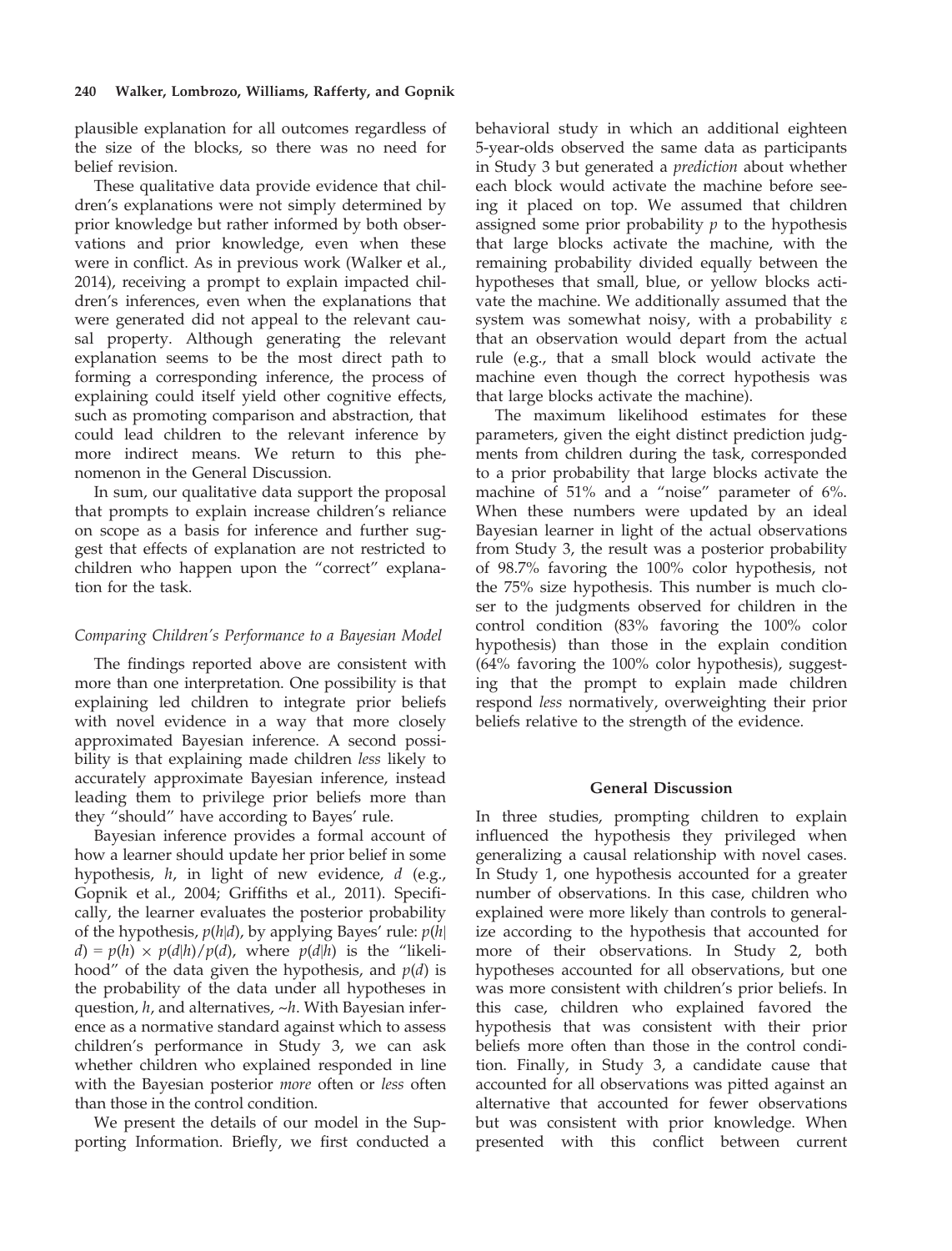plausible explanation for all outcomes regardless of the size of the blocks, so there was no need for belief revision.

These qualitative data provide evidence that children's explanations were not simply determined by prior knowledge but rather informed by both observations and prior knowledge, even when these were in conflict. As in previous work (Walker et al., 2014), receiving a prompt to explain impacted children's inferences, even when the explanations that were generated did not appeal to the relevant causal property. Although generating the relevant explanation seems to be the most direct path to forming a corresponding inference, the process of explaining could itself yield other cognitive effects, such as promoting comparison and abstraction, that could lead children to the relevant inference by more indirect means. We return to this phenomenon in the General Discussion.

In sum, our qualitative data support the proposal that prompts to explain increase children's reliance on scope as a basis for inference and further suggest that effects of explanation are not restricted to children who happen upon the "correct" explanation for the task.

### *Comparing Children's Performance to a Bayesian Model*

The findings reported above are consistent with more than one interpretation. One possibility is that explaining led children to integrate prior beliefs with novel evidence in a way that more closely approximated Bayesian inference. A second possibility is that explaining made children *less* likely to accurately approximate Bayesian inference, instead leading them to privilege prior beliefs more than they "should" have according to Bayes' rule.

Bayesian inference provides a formal account of how a learner should update her prior belief in some hypothesis, $h$, in light of new evidence, $d$ (e.g., Gopnik et al., 2004; Griffiths et al., 2011). Specifically, the learner evaluates the posterior probability of the hypothesis, $p(h|d)$, by applying Bayes' rule: $p(h|d) = p(h) \times p(d|h)/p(d)$, where $p(d|h)$ is the "likelihood" of the data given the hypothesis, and $p(d)$ is the probability of the data under all hypotheses in question, $h$, and alternatives, $\sim h$. With Bayesian inference as a normative standard against which to assess children's performance in Study 3, we can ask whether children who explained responded in line with the Bayesian posterior *more* often or *less* often than those in the control condition.

We present the details of our model in the Supporting Information. Briefly, we first conducted a behavioral study in which an additional eighteen 5-year-olds observed the same data as participants in Study 3 but generated a *prediction* about whether each block would activate the machine before seeing it placed on top. We assumed that children assigned some prior probability $p$ to the hypothesis that large blocks activate the machine, with the remaining probability divided equally between the hypotheses that small, blue, or yellow blocks activate the machine. We additionally assumed that the system was somewhat noisy, with a probability $\varepsilon$ that an observation would depart from the actual rule (e.g., that a small block would activate the machine even though the correct hypothesis was that large blocks activate the machine).

The maximum likelihood estimates for these parameters, given the eight distinct prediction judgments from children during the task, corresponded to a prior probability that large blocks activate the machine of 51% and a "noise" parameter of 6%. When these numbers were updated by an ideal Bayesian learner in light of the actual observations from Study 3, the result was a posterior probability of 98.7% favoring the 100% color hypothesis, not the 75% size hypothesis. This number is much closer to the judgments observed for children in the control condition (83% favoring the 100% color hypothesis) than those in the explain condition (64% favoring the 100% color hypothesis), suggesting that the prompt to explain made children respond *less* normatively, overweighting their prior beliefs relative to the strength of the evidence.

## General Discussion

In three studies, prompting children to explain influenced the hypothesis they privileged when generalizing a causal relationship with novel cases. In Study 1, one hypothesis accounted for a greater number of observations. In this case, children who explained were more likely than controls to generalize according to the hypothesis that accounted for more of their observations. In Study 2, both hypotheses accounted for all observations, but one was more consistent with children's prior beliefs. In this case, children who explained favored the hypothesis that was consistent with their prior beliefs more often than those in the control condition. Finally, in Study 3, a candidate cause that accounted for all observations was pitted against an alternative that accounted for fewer observations but was consistent with prior knowledge. When presented with this conflict between current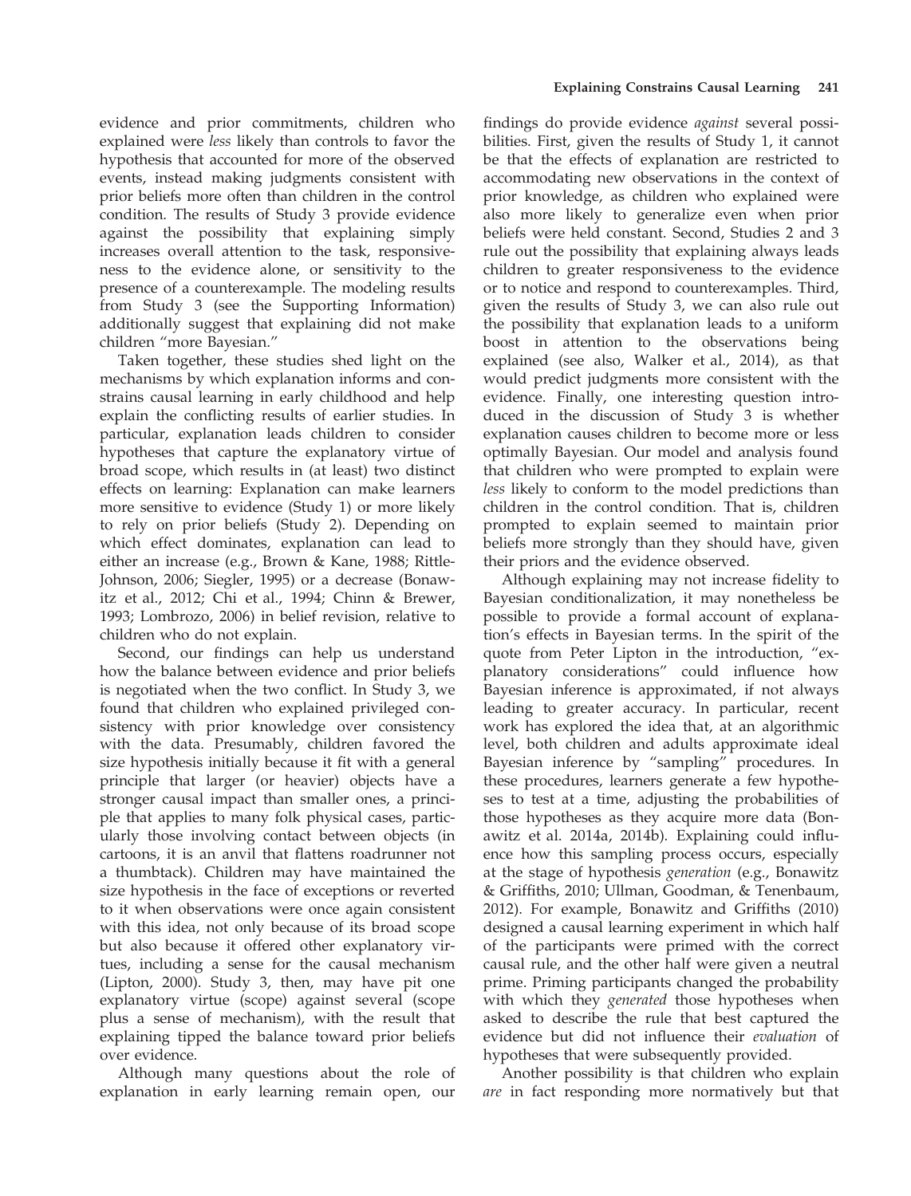evidence and prior commitments, children who explained were *less* likely than controls to favor the hypothesis that accounted for more of the observed events, instead making judgments consistent with prior beliefs more often than children in the control condition. The results of Study 3 provide evidence against the possibility that explaining simply increases overall attention to the task, responsiveness to the evidence alone, or sensitivity to the presence of a counterexample. The modeling results from Study 3 (see the Supporting Information) additionally suggest that explaining did not make children "more Bayesian."

Taken together, these studies shed light on the mechanisms by which explanation informs and constrains causal learning in early childhood and help explain the conflicting results of earlier studies. In particular, explanation leads children to consider hypotheses that capture the explanatory virtue of broad scope, which results in (at least) two distinct effects on learning: Explanation can make learners more sensitive to evidence (Study 1) or more likely to rely on prior beliefs (Study 2). Depending on which effect dominates, explanation can lead to either an increase (e.g., Brown & Kane, 1988; Rittle-Johnson, 2006; Siegler, 1995) or a decrease (Bonawitz et al., 2012; Chi et al., 1994; Chinn & Brewer, 1993; Lombrozo, 2006) in belief revision, relative to children who do not explain.

Second, our findings can help us understand how the balance between evidence and prior beliefs is negotiated when the two conflict. In Study 3, we found that children who explained privileged consistency with prior knowledge over consistency with the data. Presumably, children favored the size hypothesis initially because it fit with a general principle that larger (or heavier) objects have a stronger causal impact than smaller ones, a principle that applies to many folk physical cases, particularly those involving contact between objects (in cartoons, it is an anvil that flattens roadrunner not a thumbtack). Children may have maintained the size hypothesis in the face of exceptions or reverted to it when observations were once again consistent with this idea, not only because of its broad scope but also because it offered other explanatory virtues, including a sense for the causal mechanism (Lipton, 2000). Study 3, then, may have pit one explanatory virtue (scope) against several (scope plus a sense of mechanism), with the result that explaining tipped the balance toward prior beliefs over evidence.

Although many questions about the role of explanation in early learning remain open, our findings do provide evidence *against* several possibilities. First, given the results of Study 1, it cannot be that the effects of explanation are restricted to accommodating new observations in the context of prior knowledge, as children who explained were also more likely to generalize even when prior beliefs were held constant. Second, Studies 2 and 3 rule out the possibility that explaining always leads children to greater responsiveness to the evidence or to notice and respond to counterexamples. Third, given the results of Study 3, we can also rule out the possibility that explanation leads to a uniform boost in attention to the observations being explained (see also, Walker et al., 2014), as that would predict judgments more consistent with the evidence. Finally, one interesting question introduced in the discussion of Study 3 is whether explanation causes children to become more or less optimally Bayesian. Our model and analysis found that children who were prompted to explain were *less* likely to conform to the model predictions than children in the control condition. That is, children prompted to explain seemed to maintain prior beliefs more strongly than they should have, given their priors and the evidence observed.

Although explaining may not increase fidelity to Bayesian conditionalization, it may nonetheless be possible to provide a formal account of explanation's effects in Bayesian terms. In the spirit of the quote from Peter Lipton in the introduction, "explanatory considerations" could influence how Bayesian inference is approximated, if not always leading to greater accuracy. In particular, recent work has explored the idea that, at an algorithmic level, both children and adults approximate ideal Bayesian inference by "sampling" procedures. In these procedures, learners generate a few hypotheses to test at a time, adjusting the probabilities of those hypotheses as they acquire more data (Bonawitz et al. 2014a, 2014b). Explaining could influence how this sampling process occurs, especially at the stage of hypothesis *generation* (e.g., Bonawitz & Griffiths, 2010; Ullman, Goodman, & Tenenbaum, 2012). For example, Bonawitz and Griffiths (2010) designed a causal learning experiment in which half of the participants were primed with the correct causal rule, and the other half were given a neutral prime. Priming participants changed the probability with which they *generated* those hypotheses when asked to describe the rule that best captured the evidence but did not influence their *evaluation* of hypotheses that were subsequently provided.

Another possibility is that children who explain *are* in fact responding more normatively but that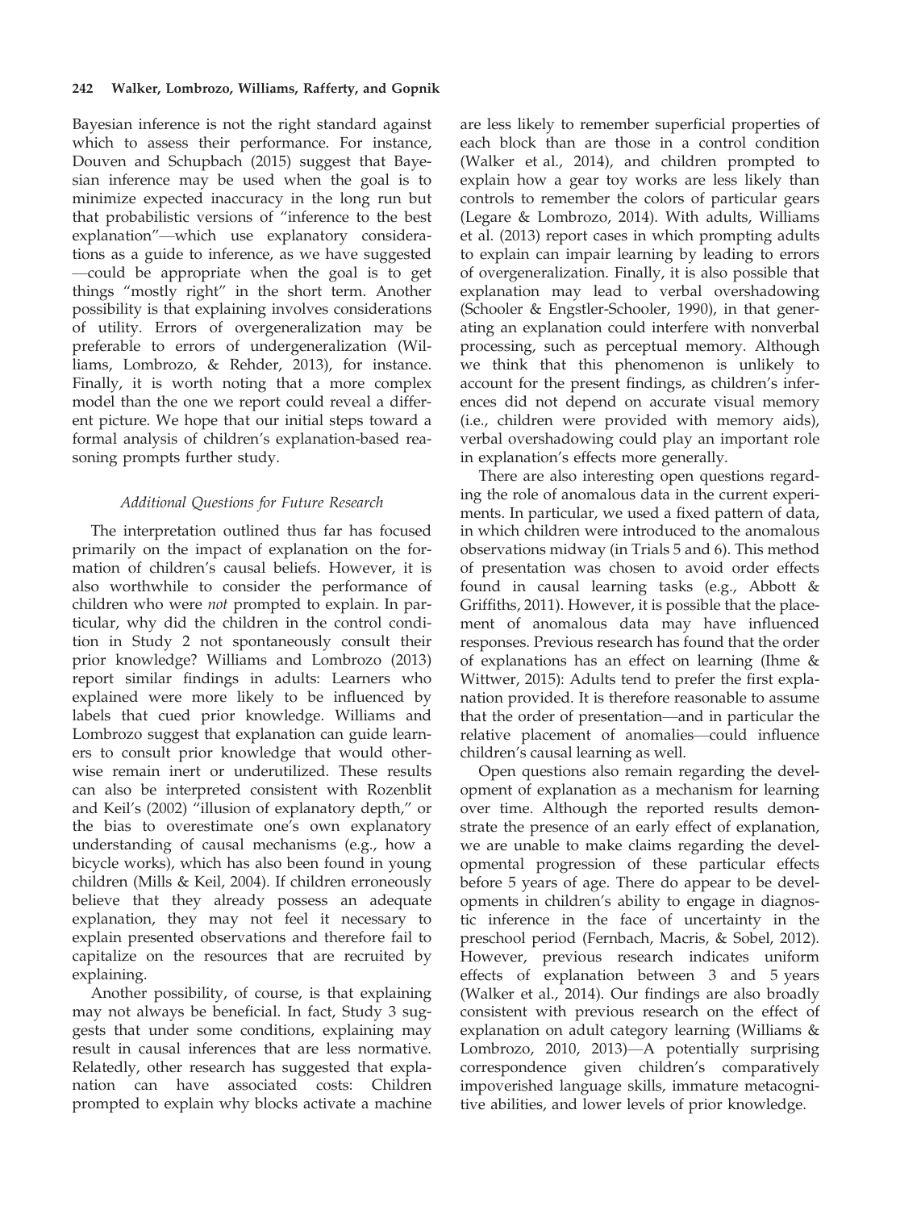Bayesian inference is not the right standard against which to assess their performance. For instance, Douven and Schupbach (2015) suggest that Bayesian inference may be used when the goal is to minimize expected inaccuracy in the long run but that probabilistic versions of "inference to the best explanation"—which use explanatory considerations as a guide to inference, as we have suggested—could be appropriate when the goal is to get things "mostly right" in the short term. Another possibility is that explaining involves considerations of utility. Errors of overgeneralization may be preferable to errors of undergeneralization (Williams, Lombrozo, & Rehder, 2013), for instance. Finally, it is worth noting that a more complex model than the one we report could reveal a different picture. We hope that our initial steps toward a formal analysis of children's explanation-based reasoning prompts further study.

### *Additional Questions for Future Research*

The interpretation outlined thus far has focused primarily on the impact of explanation on the formation of children's causal beliefs. However, it is also worthwhile to consider the performance of children who were *not* prompted to explain. In particular, why did the children in the control condition in Study 2 not spontaneously consult their prior knowledge? Williams and Lombrozo (2013) report similar findings in adults: Learners who explained were more likely to be influenced by labels that cued prior knowledge. Williams and Lombrozo suggest that explanation can guide learners to consult prior knowledge that would otherwise remain inert or underutilized. These results can also be interpreted consistent with Rozenblit and Keil's (2002) "illusion of explanatory depth," or the bias to overestimate one's own explanatory understanding of causal mechanisms (e.g., how a bicycle works), which has also been found in young children (Mills & Keil, 2004). If children erroneously believe that they already possess an adequate explanation, they may not feel it necessary to explain presented observations and therefore fail to capitalize on the resources that are recruited by explaining.

Another possibility, of course, is that explaining may not always be beneficial. In fact, Study 3 suggests that under some conditions, explaining may result in causal inferences that are less normative. Relatedly, other research has suggested that explanation can have associated costs: Children prompted to explain why blocks activate a machine are less likely to remember superficial properties of each block than are those in a control condition (Walker et al., 2014), and children prompted to explain how a gear toy works are less likely than controls to remember the colors of particular gears (Legare & Lombrozo, 2014). With adults, Williams et al. (2013) report cases in which prompting adults to explain can impair learning by leading to errors of overgeneralization. Finally, it is also possible that explanation may lead to verbal overshadowing (Schooler & Engstler-Schooler, 1990), in that generating an explanation could interfere with nonverbal processing, such as perceptual memory. Although we think that this phenomenon is unlikely to account for the present findings, as children's inferences did not depend on accurate visual memory (i.e., children were provided with memory aids), verbal overshadowing could play an important role in explanation's effects more generally.

There are also interesting open questions regarding the role of anomalous data in the current experiments. In particular, we used a fixed pattern of data, in which children were introduced to the anomalous observations midway (in Trials 5 and 6). This method of presentation was chosen to avoid order effects found in causal learning tasks (e.g., Abbott & Griffiths, 2011). However, it is possible that the placement of anomalous data may have influenced responses. Previous research has found that the order of explanations has an effect on learning (Ihme & Wittwer, 2015): Adults tend to prefer the first explanation provided. It is therefore reasonable to assume that the order of presentation—and in particular the relative placement of anomalies—could influence children's causal learning as well.

Open questions also remain regarding the development of explanation as a mechanism for learning over time. Although the reported results demonstrate the presence of an early effect of explanation, we are unable to make claims regarding the developmental progression of these particular effects before 5 years of age. There do appear to be developments in children's ability to engage in diagnostic inference in the face of uncertainty in the preschool period (Fernbach, Macris, & Sobel, 2012). However, previous research indicates uniform effects of explanation between 3 and 5 years (Walker et al., 2014). Our findings are also broadly consistent with previous research on the effect of explanation on adult category learning (Williams & Lombrozo, 2010, 2013)—A potentially surprising correspondence given children's comparatively impoverished language skills, immature metacognitive abilities, and lower levels of prior knowledge.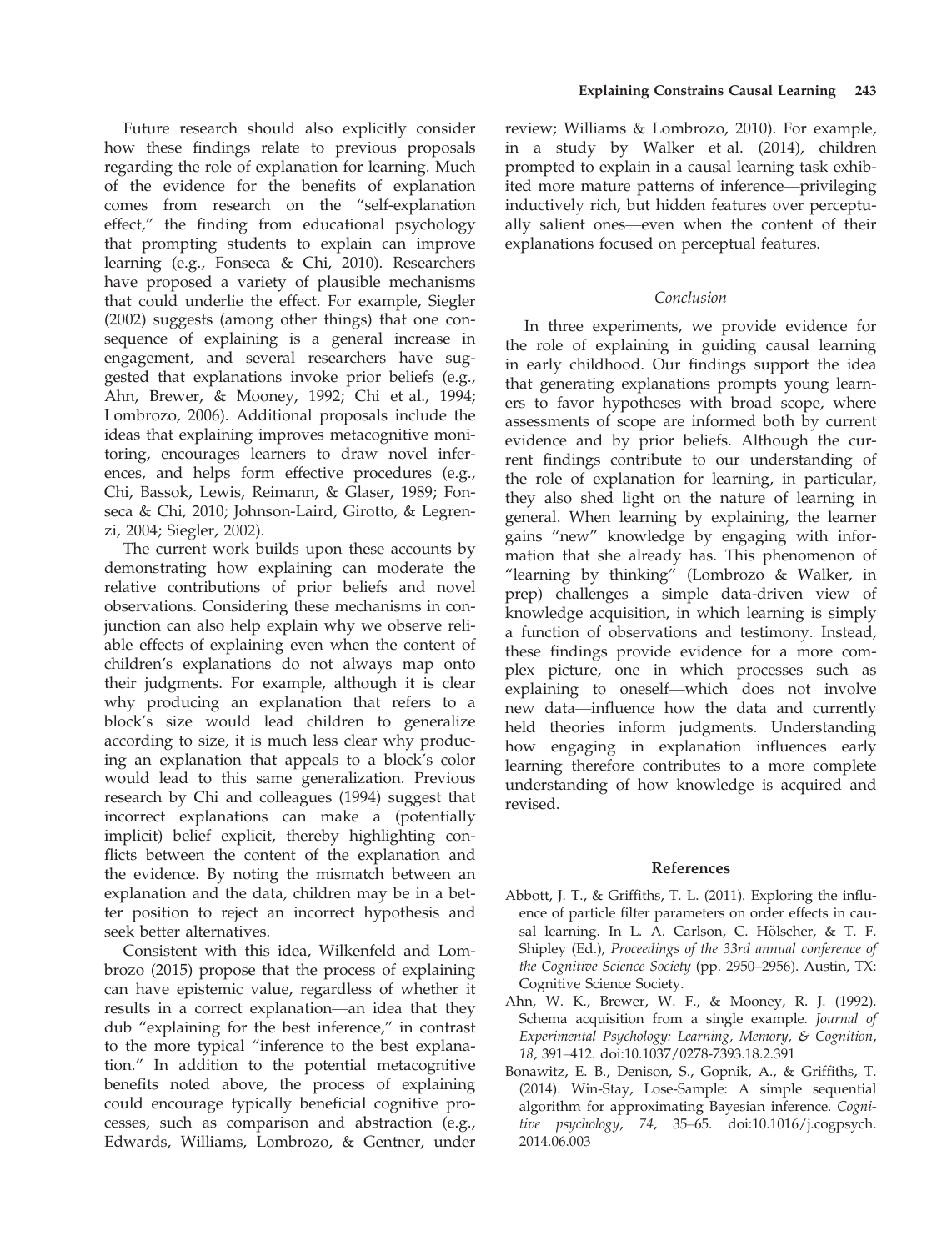Future research should also explicitly consider how these findings relate to previous proposals regarding the role of explanation for learning. Much of the evidence for the benefits of explanation comes from research on the "self-explanation effect," the finding from educational psychology that prompting students to explain can improve learning (e.g., Fonseca & Chi, 2010). Researchers have proposed a variety of plausible mechanisms that could underlie the effect. For example, Siegler (2002) suggests (among other things) that one consequence of explaining is a general increase in engagement, and several researchers have suggested that explanations invoke prior beliefs (e.g., Ahn, Brewer, & Mooney, 1992; Chi et al., 1994; Lombrozo, 2006). Additional proposals include the ideas that explaining improves metacognitive monitoring, encourages learners to draw novel inferences, and helps form effective procedures (e.g., Chi, Bassok, Lewis, Reimann, & Glaser, 1989; Fonseca & Chi, 2010; Johnson-Laird, Girotto, & Legrenzi, 2004; Siegler, 2002).

The current work builds upon these accounts by demonstrating how explaining can moderate the relative contributions of prior beliefs and novel observations. Considering these mechanisms in conjunction can also help explain why we observe reliable effects of explaining even when the content of children's explanations do not always map onto their judgments. For example, although it is clear why producing an explanation that refers to a block's size would lead children to generalize according to size, it is much less clear why producing an explanation that appeals to a block's color would lead to this same generalization. Previous research by Chi and colleagues (1994) suggest that incorrect explanations can make a (potentially implicit) belief explicit, thereby highlighting conflicts between the content of the explanation and the evidence. By noting the mismatch between an explanation and the data, children may be in a better position to reject an incorrect hypothesis and seek better alternatives.

Consistent with this idea, Wilkenfeld and Lombrozo (2015) propose that the process of explaining can have epistemic value, regardless of whether it results in a correct explanation—an idea that they dub "explaining for the best inference," in contrast to the more typical "inference to the best explanation." In addition to the potential metacognitive benefits noted above, the process of explaining could encourage typically beneficial cognitive processes, such as comparison and abstraction (e.g., Edwards, Williams, Lombrozo, & Gentner, under review; Williams & Lombrozo, 2010). For example, in a study by Walker et al. (2014), children prompted to explain in a causal learning task exhibited more mature patterns of inference—privileging inductively rich, but hidden features over perceptually salient ones—even when the content of their explanations focused on perceptual features.

### *Conclusion*

In three experiments, we provide evidence for the role of explaining in guiding causal learning in early childhood. Our findings support the idea that generating explanations prompts young learners to favor hypotheses with broad scope, where assessments of scope are informed both by current evidence and by prior beliefs. Although the current findings contribute to our understanding of the role of explanation for learning, in particular, they also shed light on the nature of learning in general. When learning by explaining, the learner gains "new" knowledge by engaging with information that she already has. This phenomenon of "learning by thinking" (Lombrozo & Walker, in prep) challenges a simple data-driven view of knowledge acquisition, in which learning is simply a function of observations and testimony. Instead, these findings provide evidence for a more complex picture, one in which processes such as explaining to oneself—which does not involve new data—influence how the data and currently held theories inform judgments. Understanding how engaging in explanation influences early learning therefore contributes to a more complete understanding of how knowledge is acquired and revised.

## References

Abbott, J. T., & Griffiths, T. L. (2011). Exploring the influence of particle filter parameters on order effects in causal learning. In L. A. Carlson, C. Hölscher, & T. F. Shipley (Ed.), *Proceedings of the 33rd annual conference of the Cognitive Science Society* (pp. 2950–2956). Austin, TX: Cognitive Science Society.

Ahn, W. K., Brewer, W. F., & Mooney, R. J. (1992). Schema acquisition from a single example. *Journal of Experimental Psychology: Learning, Memory, & Cognition*, *18*, 391–412. doi:10.1037/0278-7393.18.2.391

Bonawitz, E. B., Denison, S., Gopnik, A., & Griffiths, T. (2014). Win-Stay, Lose-Sample: A simple sequential algorithm for approximating Bayesian inference. *Cognitive psychology*, *74*, 35–65. doi:10.1016/j.cogpsych.2014.06.003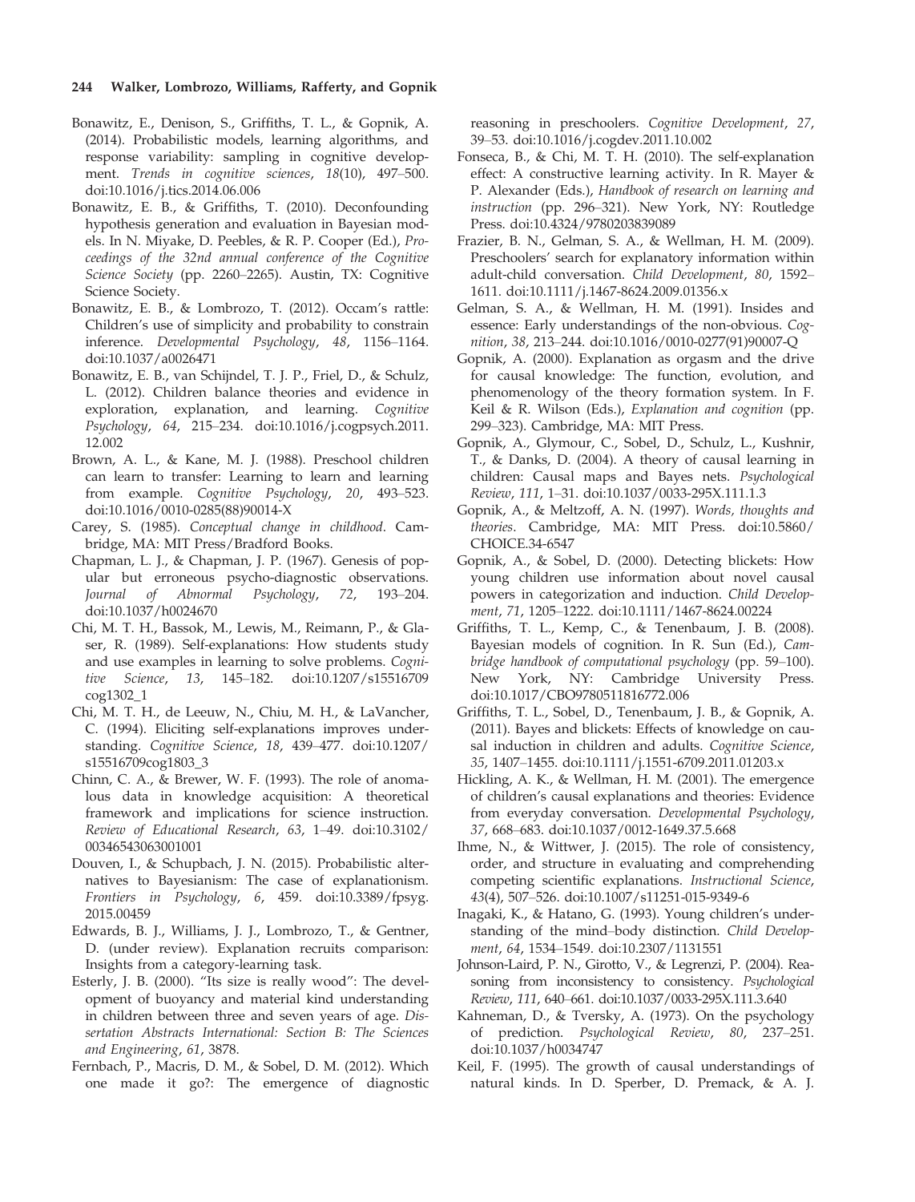Bonawitz, E., Denison, S., Griffiths, T. L., & Gopnik, A. (2014). Probabilistic models, learning algorithms, and response variability: sampling in cognitive development. *Trends in cognitive sciences*, *18*(10), 497–500. doi:10.1016/j.tics.2014.06.006

Bonawitz, E. B., & Griffiths, T. (2010). Deconfounding hypothesis generation and evaluation in Bayesian models. In N. Miyake, D. Peebles, & R. P. Cooper (Ed.), *Proceedings of the 32nd annual conference of the Cognitive Science Society* (pp. 2260–2265). Austin, TX: Cognitive Science Society.

Bonawitz, E. B., & Lombrozo, T. (2012). Occam's rattle: Children's use of simplicity and probability to constrain inference. *Developmental Psychology*, *48*, 1156–1164. doi:10.1037/a0026471

Bonawitz, E. B., van Schijndel, T. J. P., Friel, D., & Schulz, L. (2012). Children balance theories and evidence in exploration, explanation, and learning. *Cognitive Psychology*, *64*, 215–234. doi:10.1016/j.cogpsych.2011.12.002

Brown, A. L., & Kane, M. J. (1988). Preschool children can learn to transfer: Learning to learn and learning from example. *Cognitive Psychology*, *20*, 493–523. doi:10.1016/0010-0285(88)90014-X

Carey, S. (1985). *Conceptual change in childhood*. Cambridge, MA: MIT Press/Bradford Books.

Chapman, L. J., & Chapman, J. P. (1967). Genesis of popular but erroneous psycho-diagnostic observations. *Journal of Abnormal Psychology*, *72*, 193–204. doi:10.1037/h0024670

Chi, M. T. H., Bassok, M., Lewis, M., Reimann, P., & Glaser, R. (1989). Self-explanations: How students study and use examples in learning to solve problems. *Cognitive Science*, *13*, 145–182. doi:10.1207/s15516709cog1302_1

Chi, M. T. H., de Leeuw, N., Chiu, M. H., & LaVancher, C. (1994). Eliciting self-explanations improves understanding. *Cognitive Science*, *18*, 439–477. doi:10.1207/s15516709cog1803_3

Chinn, C. A., & Brewer, W. F. (1993). The role of anomalous data in knowledge acquisition: A theoretical framework and implications for science instruction. *Review of Educational Research*, *63*, 1–49. doi:10.3102/00346543063001001

Douven, I., & Schupbach, J. N. (2015). Probabilistic alternatives to Bayesianism: The case of explanationism. *Frontiers in Psychology*, *6*, 459. doi:10.3389/fpsyg.2015.00459

Edwards, B. J., Williams, J. J., Lombrozo, T., & Gentner, D. (under review). Explanation recruits comparison: Insights from a category-learning task.

Esterly, J. B. (2000). "Its size is really wood": The development of buoyancy and material kind understanding in children between three and seven years of age. *Dissertation Abstracts International: Section B: The Sciences and Engineering*, *61*, 3878.

Fernbach, P., Macris, D. M., & Sobel, D. M. (2012). Which one made it go?: The emergence of diagnostic reasoning in preschoolers. *Cognitive Development*, *27*, 39–53. doi:10.1016/j.cogdev.2011.10.002

Fonseca, B., & Chi, M. T. H. (2010). The self-explanation effect: A constructive learning activity. In R. Mayer & P. Alexander (Eds.), *Handbook of research on learning and instruction* (pp. 296–321). New York, NY: Routledge Press. doi:10.4324/9780203839089

Frazier, B. N., Gelman, S. A., & Wellman, H. M. (2009). Preschoolers' search for explanatory information within adult-child conversation. *Child Development*, *80*, 1592–1611. doi:10.1111/j.1467-8624.2009.01356.x

Gelman, S. A., & Wellman, H. M. (1991). Insides and essence: Early understandings of the non-obvious. *Cognition*, *38*, 213–244. doi:10.1016/0010-0277(91)90007-Q

Gopnik, A. (2000). Explanation as orgasm and the drive for causal knowledge: The function, evolution, and phenomenology of the theory formation system. In F. Keil & R. Wilson (Eds.), *Explanation and cognition* (pp. 299–323). Cambridge, MA: MIT Press.

Gopnik, A., Glymour, C., Sobel, D., Schulz, L., Kushnir, T., & Danks, D. (2004). A theory of causal learning in children: Causal maps and Bayes nets. *Psychological Review*, *111*, 1–31. doi:10.1037/0033-295X.111.1.3

Gopnik, A., & Meltzoff, A. N. (1997). *Words, thoughts and theories*. Cambridge, MA: MIT Press. doi:10.5860/CHOICE.34-6547

Gopnik, A., & Sobel, D. (2000). Detecting blickets: How young children use information about novel causal powers in categorization and induction. *Child Development*, *71*, 1205–1222. doi:10.1111/1467-8624.00224

Griffiths, T. L., Kemp, C., & Tenenbaum, J. B. (2008). Bayesian models of cognition. In R. Sun (Ed.), *Cambridge handbook of computational psychology* (pp. 59–100). New York, NY: Cambridge University Press. doi:10.1017/CBO9780511816772.006

Griffiths, T. L., Sobel, D., Tenenbaum, J. B., & Gopnik, A. (2011). Bayes and blickets: Effects of knowledge on causal induction in children and adults. *Cognitive Science*, *35*, 1407–1455. doi:10.1111/j.1551-6709.2011.01203.x

Hickling, A. K., & Wellman, H. M. (2001). The emergence of children's causal explanations and theories: Evidence from everyday conversation. *Developmental Psychology*, *37*, 668–683. doi:10.1037/0012-1649.37.5.668

Ihme, N., & Wittwer, J. (2015). The role of consistency, order, and structure in evaluating and comprehending competing scientific explanations. *Instructional Science*, *43*(4), 507–526. doi:10.1007/s11251-015-9349-6

Inagaki, K., & Hatano, G. (1993). Young children's understanding of the mind–body distinction. *Child Development*, *64*, 1534–1549. doi:10.2307/1131551

Johnson-Laird, P. N., Girotto, V., & Legrenzi, P. (2004). Reasoning from inconsistency to consistency. *Psychological Review*, *111*, 640–661. doi:10.1037/0033-295X.111.3.640

Kahneman, D., & Tversky, A. (1973). On the psychology of prediction. *Psychological Review*, *80*, 237–251. doi:10.1037/h0034747

Keil, F. (1995). The growth of causal understandings of natural kinds. In D. Sperber, D. Premack, & A. J.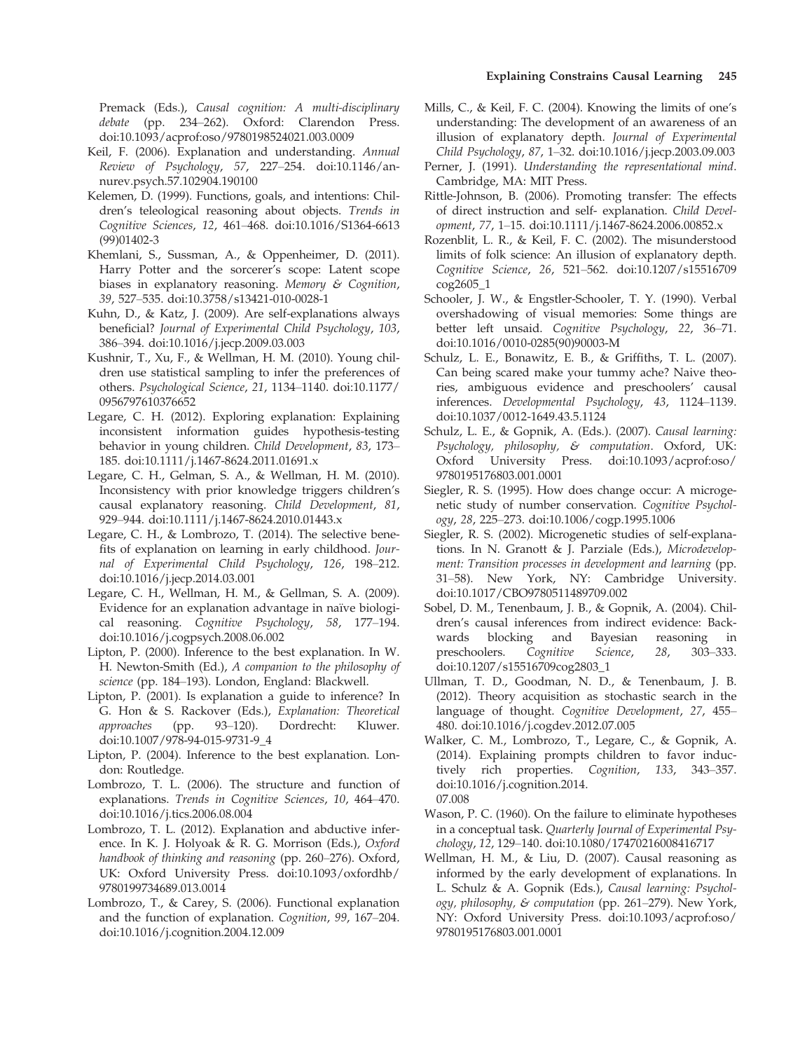Premack (Eds.), *Causal cognition: A multi-disciplinary debate* (pp. 234–262). Oxford: Clarendon Press. doi:10.1093/acprof:oso/9780198524021.003.0009

Keil, F. (2006). Explanation and understanding. *Annual Review of Psychology*, *57*, 227–254. doi:10.1146/annurev.psych.57.102904.190100

Kelemen, D. (1999). Functions, goals, and intentions: Children's teleological reasoning about objects. *Trends in Cognitive Sciences*, *12*, 461–468. doi:10.1016/S1364-6613(99)01402-3

Khemlani, S., Sussman, A., & Oppenheimer, D. (2011). Harry Potter and the sorcerer's scope: Latent scope biases in explanatory reasoning. *Memory & Cognition*, *39*, 527–535. doi:10.3758/s13421-010-0028-1

Kuhn, D., & Katz, J. (2009). Are self-explanations always beneficial? *Journal of Experimental Child Psychology*, *103*, 386–394. doi:10.1016/j.jecp.2009.03.003

Kushnir, T., Xu, F., & Wellman, H. M. (2010). Young children use statistical sampling to infer the preferences of others. *Psychological Science*, *21*, 1134–1140. doi:10.1177/0956797610376652

Legare, C. H. (2012). Exploring explanation: Explaining inconsistent information guides hypothesis-testing behavior in young children. *Child Development*, *83*, 173–185. doi:10.1111/j.1467-8624.2011.01691.x

Legare, C. H., Gelman, S. A., & Wellman, H. M. (2010). Inconsistency with prior knowledge triggers children's causal explanatory reasoning. *Child Development*, *81*, 929–944. doi:10.1111/j.1467-8624.2010.01443.x

Legare, C. H., & Lombrozo, T. (2014). The selective benefits of explanation on learning in early childhood. *Journal of Experimental Child Psychology*, *126*, 198–212. doi:10.1016/j.jecp.2014.03.001

Legare, C. H., Wellman, H. M., & Gellman, S. A. (2009). Evidence for an explanation advantage in naïve biological reasoning. *Cognitive Psychology*, *58*, 177–194. doi:10.1016/j.cogpsych.2008.06.002

Lipton, P. (2000). Inference to the best explanation. In W. H. Newton-Smith (Ed.), *A companion to the philosophy of science* (pp. 184–193). London, England: Blackwell.

Lipton, P. (2001). Is explanation a guide to inference? In G. Hon & S. Rackover (Eds.), *Explanation: Theoretical approaches* (pp. 93–120). Dordrecht: Kluwer. doi:10.1007/978-94-015-9731-9_4

Lipton, P. (2004). Inference to the best explanation. London: Routledge.

Lombrozo, T. L. (2006). The structure and function of explanations. *Trends in Cognitive Sciences*, *10*, 464–470. doi:10.1016/j.tics.2006.08.004

Lombrozo, T. L. (2012). Explanation and abductive inference. In K. J. Holyoak & R. G. Morrison (Eds.), *Oxford handbook of thinking and reasoning* (pp. 260–276). Oxford, UK: Oxford University Press. doi:10.1093/oxfordhb/9780199734689.013.0014

Lombrozo, T., & Carey, S. (2006). Functional explanation and the function of explanation. *Cognition*, *99*, 167–204. doi:10.1016/j.cognition.2004.12.009

Mills, C., & Keil, F. C. (2004). Knowing the limits of one's understanding: The development of an awareness of an illusion of explanatory depth. *Journal of Experimental Child Psychology*, *87*, 1–32. doi:10.1016/j.jecp.2003.09.003

Perner, J. (1991). *Understanding the representational mind*. Cambridge, MA: MIT Press.

Rittle-Johnson, B. (2006). Promoting transfer: The effects of direct instruction and self- explanation. *Child Development*, *77*, 1–15. doi:10.1111/j.1467-8624.2006.00852.x

Rozenblit, L. R., & Keil, F. C. (2002). The misunderstood limits of folk science: An illusion of explanatory depth. *Cognitive Science*, *26*, 521–562. doi:10.1207/s15516709cog2605_1

Schooler, J. W., & Engstler-Schooler, T. Y. (1990). Verbal overshadowing of visual memories: Some things are better left unsaid. *Cognitive Psychology*, *22*, 36–71. doi:10.1016/0010-0285(90)90003-M

Schulz, L. E., Bonawitz, E. B., & Griffiths, T. L. (2007). Can being scared make your tummy ache? Naive theories, ambiguous evidence and preschoolers' causal inferences. *Developmental Psychology*, *43*, 1124–1139. doi:10.1037/0012-1649.43.5.1124

Schulz, L. E., & Gopnik, A. (Eds.). (2007). *Causal learning: Psychology, philosophy, & computation*. Oxford, UK: Oxford University Press. doi:10.1093/acprof:oso/9780195176803.001.0001

Siegler, R. S. (1995). How does change occur: A microgenetic study of number conservation. *Cognitive Psychology*, *28*, 225–273. doi:10.1006/cogp.1995.1006

Siegler, R. S. (2002). Microgenetic studies of self-explanations. In N. Granott & J. Parziale (Eds.), *Microdevelopment: Transition processes in development and learning* (pp. 31–58). New York, NY: Cambridge University. doi:10.1017/CBO9780511489709.002

Sobel, D. M., Tenenbaum, J. B., & Gopnik, A. (2004). Children's causal inferences from indirect evidence: Backwards blocking and Bayesian reasoning in preschoolers. *Cognitive Science*, *28*, 303–333. doi:10.1207/s15516709cog2803_1

Ullman, T. D., Goodman, N. D., & Tenenbaum, J. B. (2012). Theory acquisition as stochastic search in the language of thought. *Cognitive Development*, *27*, 455–480. doi:10.1016/j.cogdev.2012.07.005

Walker, C. M., Lombrozo, T., Legare, C., & Gopnik, A. (2014). Explaining prompts children to favor inductively rich properties. *Cognition*, *133*, 343–357. doi:10.1016/j.cognition.2014.07.008

Wason, P. C. (1960). On the failure to eliminate hypotheses in a conceptual task. *Quarterly Journal of Experimental Psychology*, *12*, 129–140. doi:10.1080/17470216008416717

Wellman, H. M., & Liu, D. (2007). Causal reasoning as informed by the early development of explanations. In L. Schulz & A. Gopnik (Eds.), *Causal learning: Psychology, philosophy, & computation* (pp. 261–279). New York, NY: Oxford University Press. doi:10.1093/acprof:oso/9780195176803.001.0001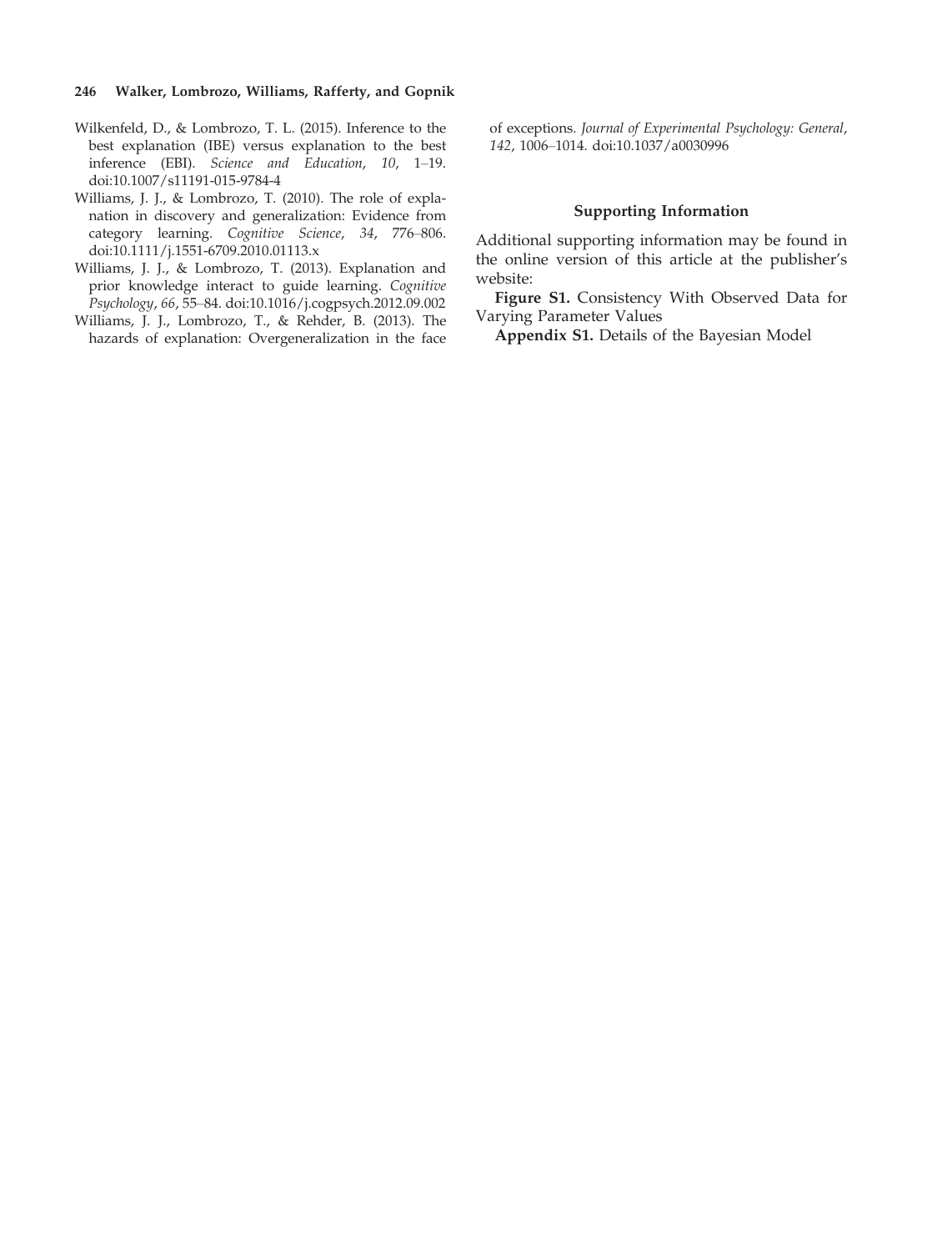Wilkenfeld, D., & Lombrozo, T. L. (2015). Inference to the best explanation (IBE) versus explanation to the best inference (EBI). *Science and Education*, *10*, 1–19. doi:10.1007/s11191-015-9784-4

Williams, J. J., & Lombrozo, T. (2010). The role of explanation in discovery and generalization: Evidence from category learning. *Cognitive Science*, *34*, 776–806. doi:10.1111/j.1551-6709.2010.01113.x

Williams, J. J., & Lombrozo, T. (2013). Explanation and prior knowledge interact to guide learning. *Cognitive Psychology*, *66*, 55–84. doi:10.1016/j.cogpsych.2012.09.002

Williams, J. J., Lombrozo, T., & Rehder, B. (2013). The hazards of explanation: Overgeneralization in the face of exceptions. *Journal of Experimental Psychology: General*, *142*, 1006–1014. doi:10.1037/a0030996

## Supporting Information

Additional supporting information may be found in the online version of this article at the publisher's website:

**Figure S1.** Consistency With Observed Data for Varying Parameter Values

**Appendix S1.** Details of the Bayesian Model